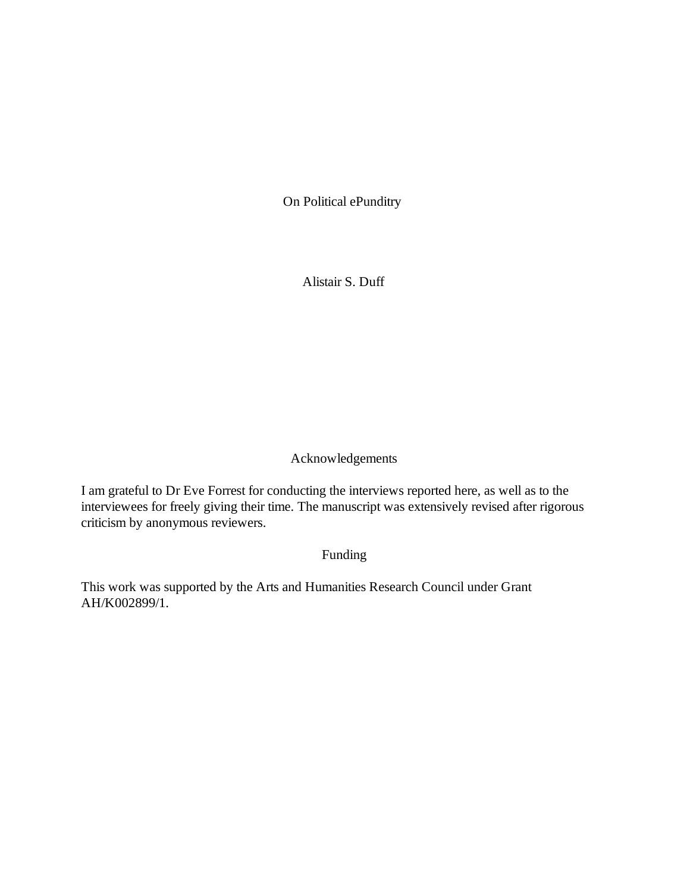# On Political ePunditry

Alistair S. Duff

## Acknowledgements

I am grateful to Dr Eve Forrest for conducting the interviews reported here, as well as to the interviewees for freely giving their time. The manuscript was extensively revised after rigorous criticism by anonymous reviewers.

## Funding

This work was supported by the Arts and Humanities Research Council under Grant AH/K002899/1.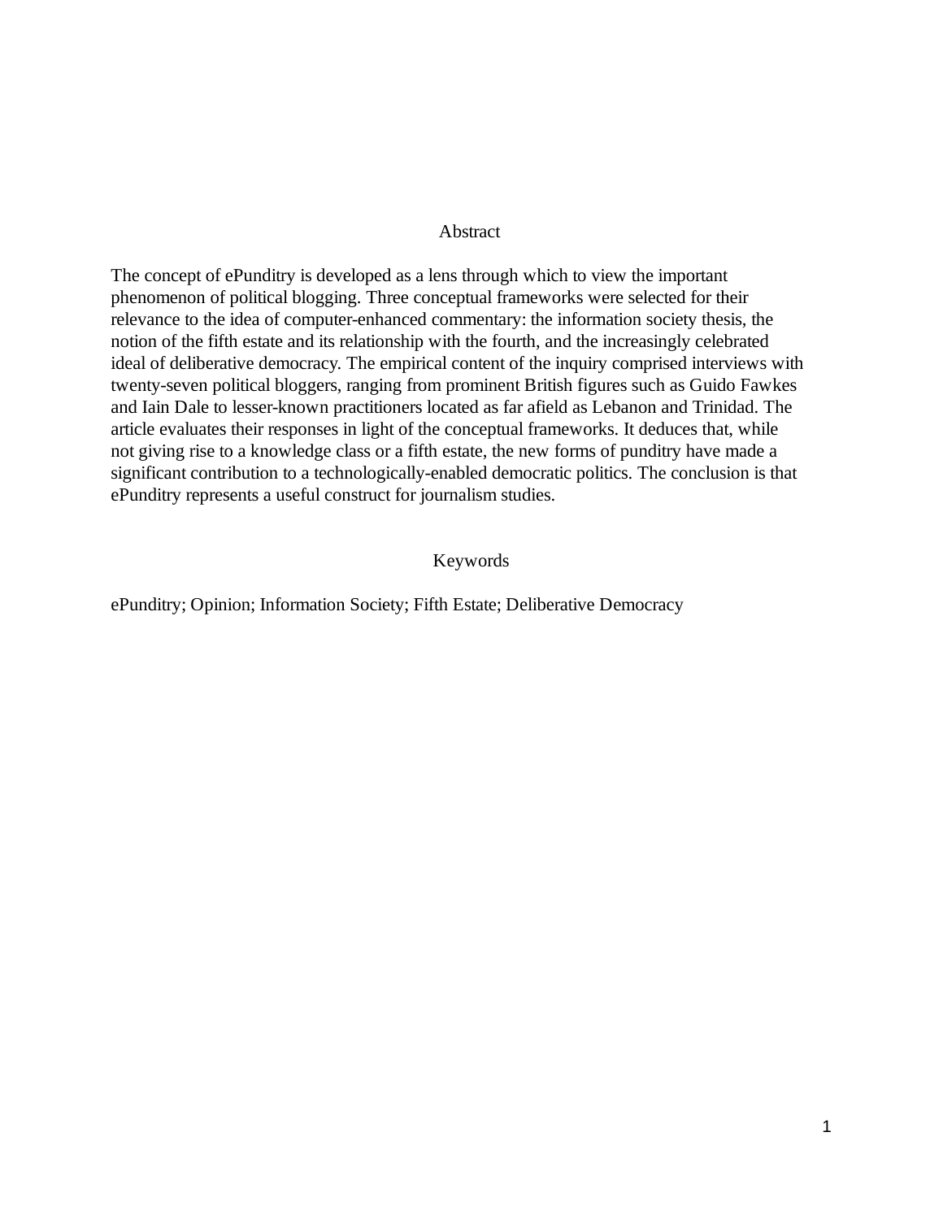## Abstract

The concept of ePunditry is developed as a lens through which to view the important phenomenon of political blogging. Three conceptual frameworks were selected for their relevance to the idea of computer-enhanced commentary: the information society thesis, the notion of the fifth estate and its relationship with the fourth, and the increasingly celebrated ideal of deliberative democracy. The empirical content of the inquiry comprised interviews with twenty-seven political bloggers, ranging from prominent British figures such as Guido Fawkes and Iain Dale to lesser-known practitioners located as far afield as Lebanon and Trinidad. The article evaluates their responses in light of the conceptual frameworks. It deduces that, while not giving rise to a knowledge class or a fifth estate, the new forms of punditry have made a significant contribution to a technologically-enabled democratic politics. The conclusion is that ePunditry represents a useful construct for journalism studies.

## Keywords

ePunditry; Opinion; Information Society; Fifth Estate; Deliberative Democracy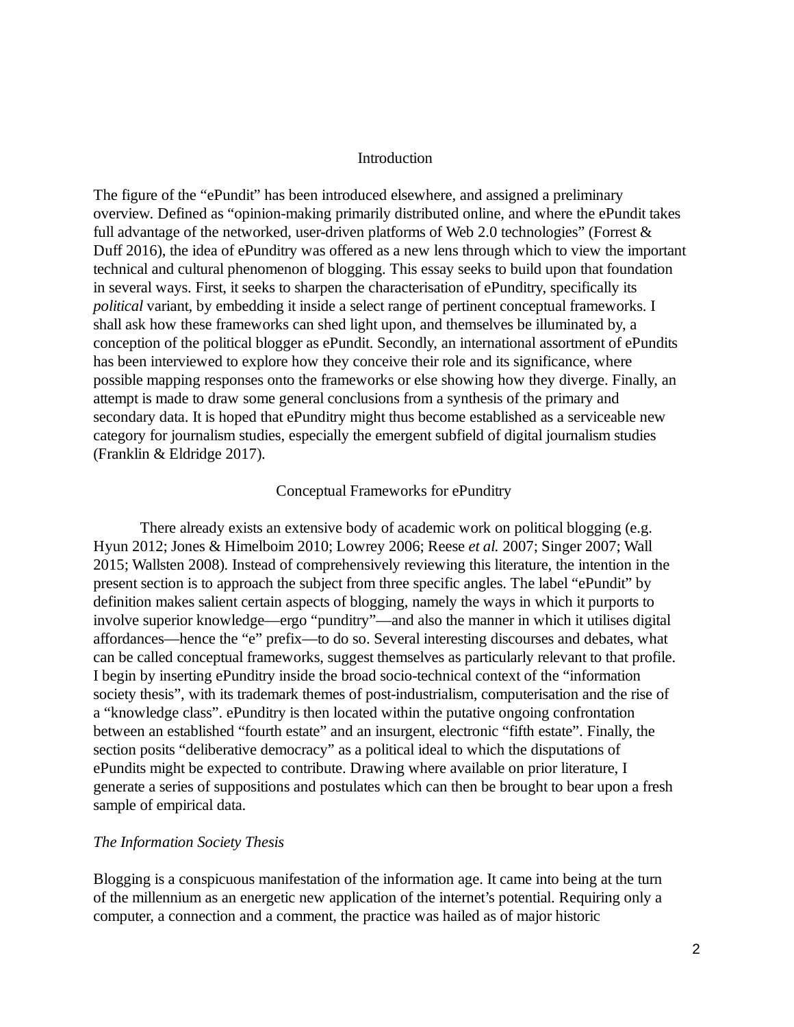## Introduction

The figure of the "ePundit" has been introduced elsewhere, and assigned a preliminary overview. Defined as "opinion-making primarily distributed online, and where the ePundit takes full advantage of the networked, user-driven platforms of Web 2.0 technologies" (Forrest & Duff 2016), the idea of ePunditry was offered as a new lens through which to view the important technical and cultural phenomenon of blogging. This essay seeks to build upon that foundation in several ways. First, it seeks to sharpen the characterisation of ePunditry, specifically its *political* variant, by embedding it inside a select range of pertinent conceptual frameworks. I shall ask how these frameworks can shed light upon, and themselves be illuminated by, a conception of the political blogger as ePundit. Secondly, an international assortment of ePundits has been interviewed to explore how they conceive their role and its significance, where possible mapping responses onto the frameworks or else showing how they diverge. Finally, an attempt is made to draw some general conclusions from a synthesis of the primary and secondary data. It is hoped that ePunditry might thus become established as a serviceable new category for journalism studies, especially the emergent subfield of digital journalism studies (Franklin & Eldridge 2017).

## Conceptual Frameworks for ePunditry

There already exists an extensive body of academic work on political blogging (e.g. Hyun 2012; Jones & Himelboim 2010; Lowrey 2006; Reese *et al.* 2007; Singer 2007; Wall 2015; Wallsten 2008). Instead of comprehensively reviewing this literature, the intention in the present section is to approach the subject from three specific angles. The label "ePundit" by definition makes salient certain aspects of blogging, namely the ways in which it purports to involve superior knowledge—ergo "punditry"—and also the manner in which it utilises digital affordances—hence the "e" prefix—to do so. Several interesting discourses and debates, what can be called conceptual frameworks, suggest themselves as particularly relevant to that profile. I begin by inserting ePunditry inside the broad socio-technical context of the "information society thesis", with its trademark themes of post-industrialism, computerisation and the rise of a "knowledge class". ePunditry is then located within the putative ongoing confrontation between an established "fourth estate" and an insurgent, electronic "fifth estate". Finally, the section posits "deliberative democracy" as a political ideal to which the disputations of ePundits might be expected to contribute. Drawing where available on prior literature, I generate a series of suppositions and postulates which can then be brought to bear upon a fresh sample of empirical data.

### *The Information Society Thesis*

Blogging is a conspicuous manifestation of the information age. It came into being at the turn of the millennium as an energetic new application of the internet's potential. Requiring only a computer, a connection and a comment, the practice was hailed as of major historic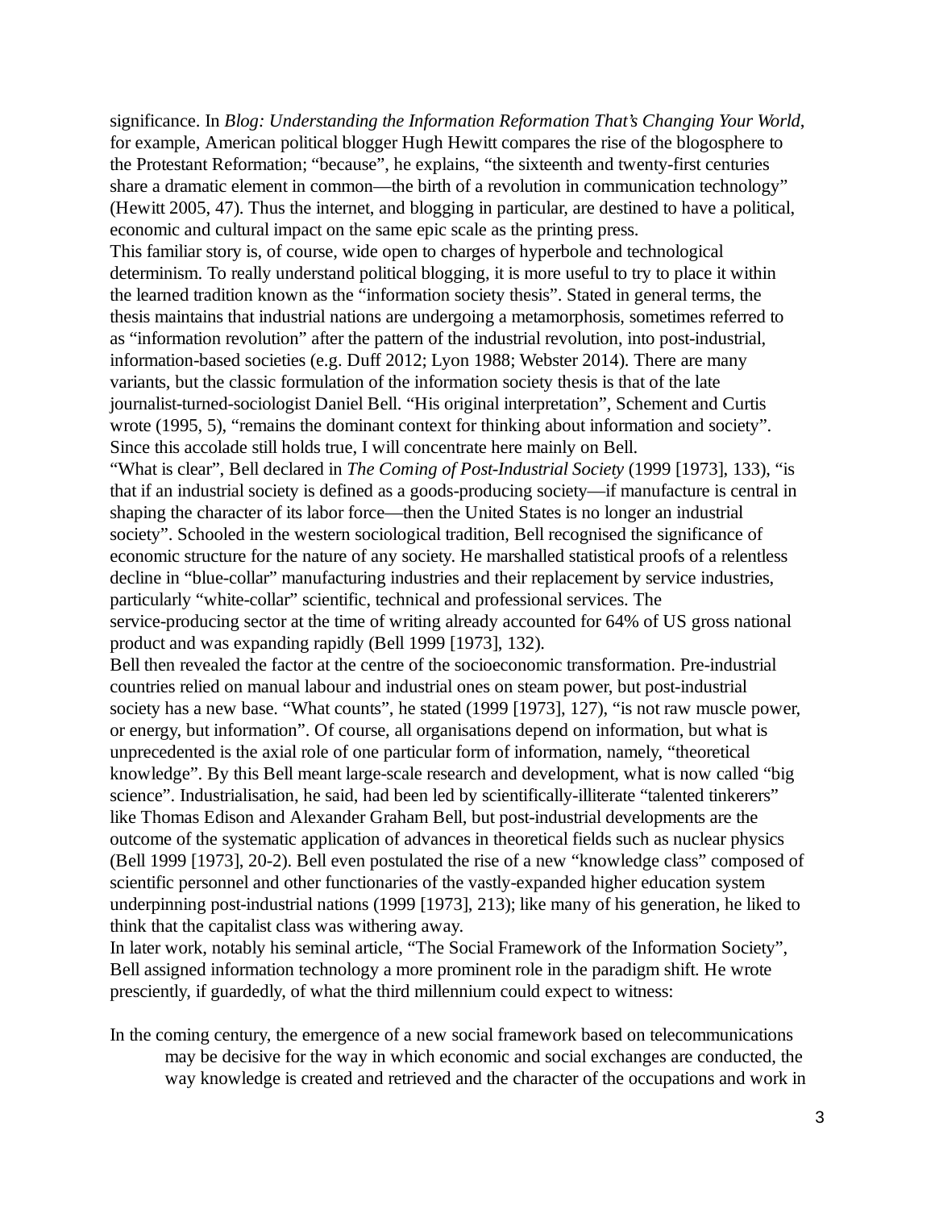significance. In *Blog: Understanding the Information Reformation That's Changing Your World*, for example, American political blogger Hugh Hewitt compares the rise of the blogosphere to the Protestant Reformation; "because", he explains, "the sixteenth and twenty-first centuries share a dramatic element in common—the birth of a revolution in communication technology" (Hewitt 2005, 47). Thus the internet, and blogging in particular, are destined to have a political, economic and cultural impact on the same epic scale as the printing press.

This familiar story is, of course, wide open to charges of hyperbole and technological determinism. To really understand political blogging, it is more useful to try to place it within the learned tradition known as the "information society thesis". Stated in general terms, the thesis maintains that industrial nations are undergoing a metamorphosis, sometimes referred to as "information revolution" after the pattern of the industrial revolution, into post-industrial, information-based societies (e.g. Duff 2012; Lyon 1988; Webster 2014). There are many variants, but the classic formulation of the information society thesis is that of the late journalist-turned-sociologist Daniel Bell. "His original interpretation", Schement and Curtis wrote (1995, 5), "remains the dominant context for thinking about information and society". Since this accolade still holds true, I will concentrate here mainly on Bell.

"What is clear", Bell declared in *The Coming of Post-Industrial Society* (1999 [1973], 133), "is that if an industrial society is defined as a goods-producing society—if manufacture is central in shaping the character of its labor force—then the United States is no longer an industrial society". Schooled in the western sociological tradition, Bell recognised the significance of economic structure for the nature of any society. He marshalled statistical proofs of a relentless decline in "blue-collar" manufacturing industries and their replacement by service industries, particularly "white-collar" scientific, technical and professional services. The service-producing sector at the time of writing already accounted for 64% of US gross national product and was expanding rapidly (Bell 1999 [1973], 132).

Bell then revealed the factor at the centre of the socioeconomic transformation. Pre-industrial countries relied on manual labour and industrial ones on steam power, but post-industrial society has a new base. "What counts", he stated (1999 [1973], 127), "is not raw muscle power, or energy, but information". Of course, all organisations depend on information, but what is unprecedented is the axial role of one particular form of information, namely, "theoretical knowledge". By this Bell meant large-scale research and development, what is now called "big science". Industrialisation, he said, had been led by scientifically-illiterate "talented tinkerers" like Thomas Edison and Alexander Graham Bell, but post-industrial developments are the outcome of the systematic application of advances in theoretical fields such as nuclear physics (Bell 1999 [1973], 20-2). Bell even postulated the rise of a new "knowledge class" composed of scientific personnel and other functionaries of the vastly-expanded higher education system underpinning post-industrial nations (1999 [1973], 213); like many of his generation, he liked to think that the capitalist class was withering away.

In later work, notably his seminal article, "The Social Framework of the Information Society", Bell assigned information technology a more prominent role in the paradigm shift. He wrote presciently, if guardedly, of what the third millennium could expect to witness:

> In the coming century, the emergence of a new social framework based on telecommunications may be decisive for the way in which economic and social exchanges are conducted, the way knowledge is created and retrieved and the character of the occupations and work in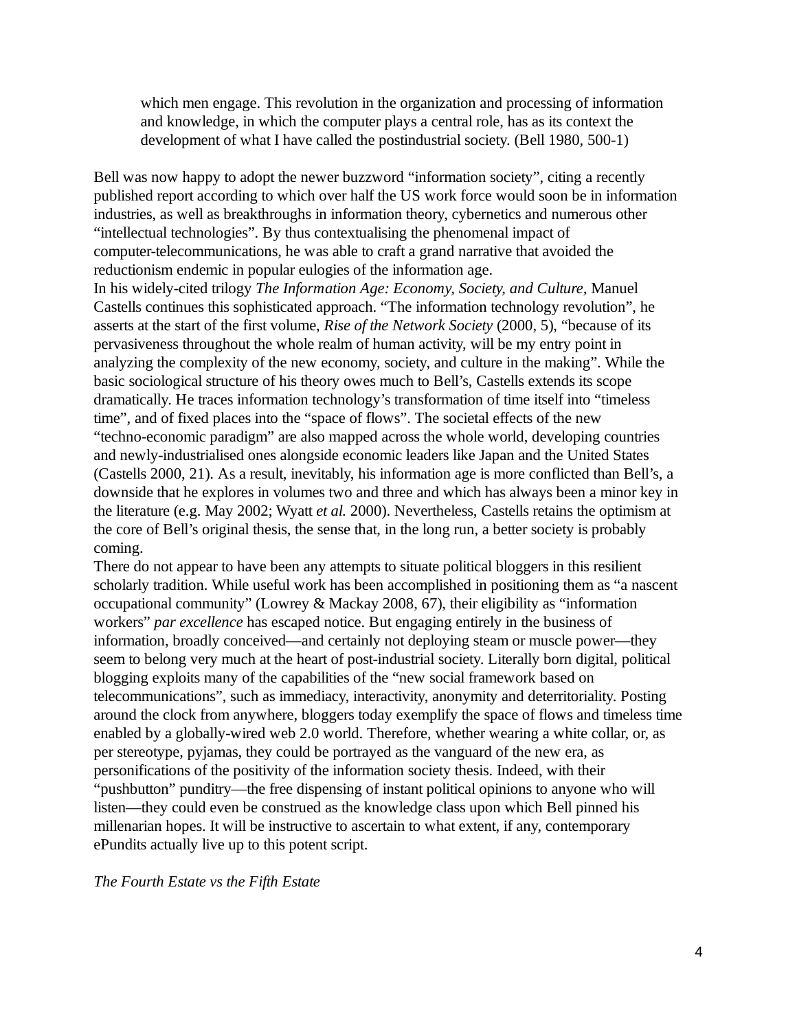> which men engage. This revolution in the organization and processing of information and knowledge, in which the computer plays a central role, has as its context the development of what I have called the postindustrial society. (Bell 1980, 500-1)

Bell was now happy to adopt the newer buzzword "information society", citing a recently published report according to which over half the US work force would soon be in information industries, as well as breakthroughs in information theory, cybernetics and numerous other "intellectual technologies". By thus contextualising the phenomenal impact of computer-telecommunications, he was able to craft a grand narrative that avoided the reductionism endemic in popular eulogies of the information age.

In his widely-cited trilogy *The Information Age: Economy, Society, and Culture,* Manuel Castells continues this sophisticated approach. "The information technology revolution", he asserts at the start of the first volume, *Rise of the Network Society* (2000, 5), "because of its pervasiveness throughout the whole realm of human activity, will be my entry point in analyzing the complexity of the new economy, society, and culture in the making". While the basic sociological structure of his theory owes much to Bell's, Castells extends its scope dramatically. He traces information technology's transformation of time itself into "timeless time", and of fixed places into the "space of flows". The societal effects of the new "techno-economic paradigm" are also mapped across the whole world, developing countries and newly-industrialised ones alongside economic leaders like Japan and the United States (Castells 2000, 21). As a result, inevitably, his information age is more conflicted than Bell's, a downside that he explores in volumes two and three and which has always been a minor key in the literature (e.g. May 2002; Wyatt *et al.* 2000). Nevertheless, Castells retains the optimism at the core of Bell's original thesis, the sense that, in the long run, a better society is probably coming.

There do not appear to have been any attempts to situate political bloggers in this resilient scholarly tradition. While useful work has been accomplished in positioning them as "a nascent occupational community" (Lowrey & Mackay 2008, 67), their eligibility as "information workers" *par excellence* has escaped notice. But engaging entirely in the business of information, broadly conceived—and certainly not deploying steam or muscle power—they seem to belong very much at the heart of post-industrial society. Literally born digital, political blogging exploits many of the capabilities of the "new social framework based on telecommunications", such as immediacy, interactivity, anonymity and deterritoriality. Posting around the clock from anywhere, bloggers today exemplify the space of flows and timeless time enabled by a globally-wired web 2.0 world. Therefore, whether wearing a white collar, or, as per stereotype, pyjamas, they could be portrayed as the vanguard of the new era, as personifications of the positivity of the information society thesis. Indeed, with their "pushbutton" punditry—the free dispensing of instant political opinions to anyone who will listen—they could even be construed as the knowledge class upon which Bell pinned his millenarian hopes. It will be instructive to ascertain to what extent, if any, contemporary ePundits actually live up to this potent script.

## *The Fourth Estate vs the Fifth Estate*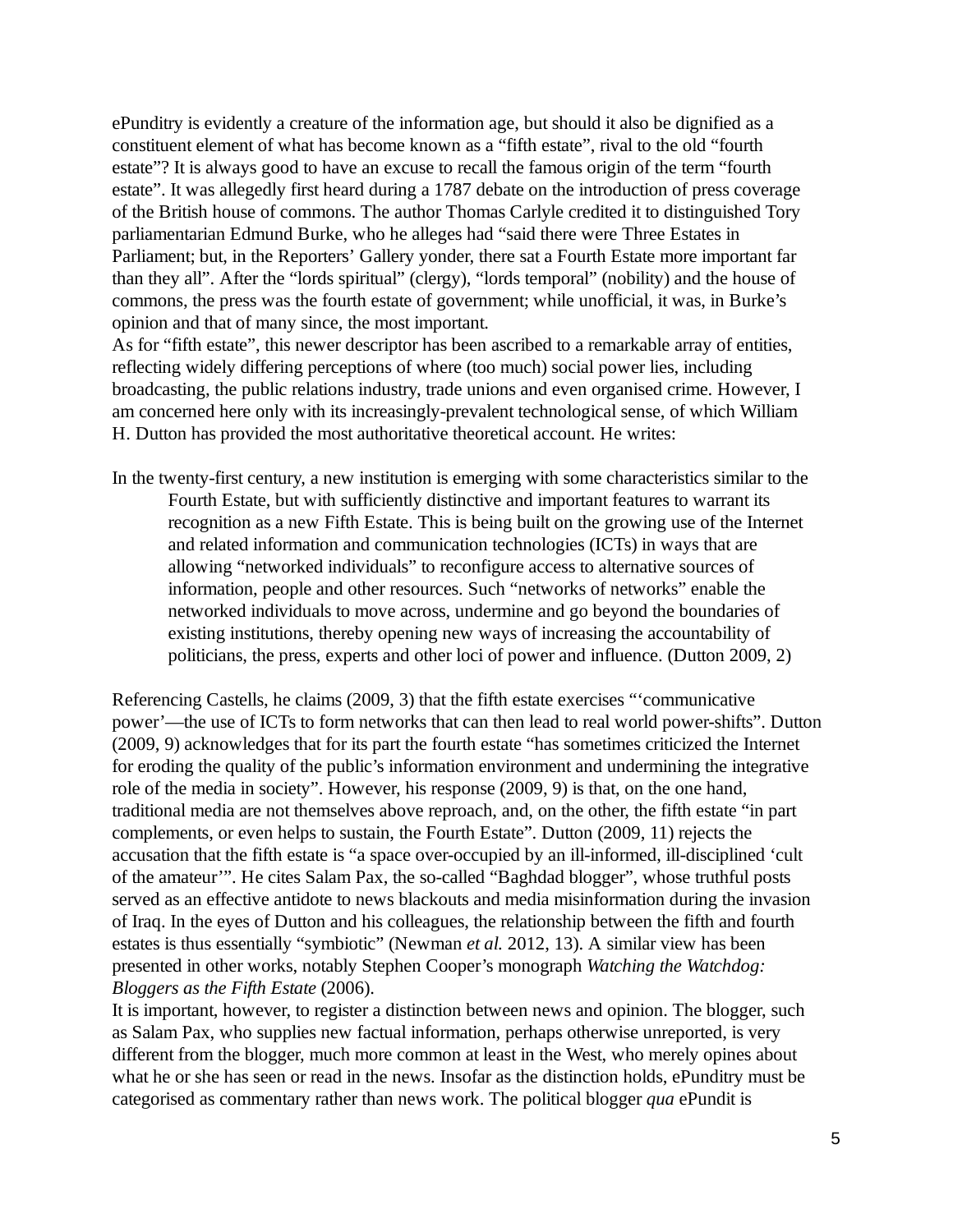ePunditry is evidently a creature of the information age, but should it also be dignified as a constituent element of what has become known as a "fifth estate", rival to the old "fourth estate"? It is always good to have an excuse to recall the famous origin of the term "fourth estate". It was allegedly first heard during a 1787 debate on the introduction of press coverage of the British house of commons. The author Thomas Carlyle credited it to distinguished Tory parliamentarian Edmund Burke, who he alleges had "said there were Three Estates in Parliament; but, in the Reporters' Gallery yonder, there sat a Fourth Estate more important far than they all". After the "lords spiritual" (clergy), "lords temporal" (nobility) and the house of commons, the press was the fourth estate of government; while unofficial, it was, in Burke's opinion and that of many since, the most important.

As for "fifth estate", this newer descriptor has been ascribed to a remarkable array of entities, reflecting widely differing perceptions of where (too much) social power lies, including broadcasting, the public relations industry, trade unions and even organised crime. However, I am concerned here only with its increasingly-prevalent technological sense, of which William H. Dutton has provided the most authoritative theoretical account. He writes:

> In the twenty-first century, a new institution is emerging with some characteristics similar to the Fourth Estate, but with sufficiently distinctive and important features to warrant its recognition as a new Fifth Estate. This is being built on the growing use of the Internet and related information and communication technologies (ICTs) in ways that are allowing "networked individuals" to reconfigure access to alternative sources of information, people and other resources. Such "networks of networks" enable the networked individuals to move across, undermine and go beyond the boundaries of existing institutions, thereby opening new ways of increasing the accountability of politicians, the press, experts and other loci of power and influence. (Dutton 2009, 2)

Referencing Castells, he claims (2009, 3) that the fifth estate exercises "'communicative power'—the use of ICTs to form networks that can then lead to real world power-shifts". Dutton (2009, 9) acknowledges that for its part the fourth estate "has sometimes criticized the Internet for eroding the quality of the public's information environment and undermining the integrative role of the media in society". However, his response (2009, 9) is that, on the one hand, traditional media are not themselves above reproach, and, on the other, the fifth estate "in part complements, or even helps to sustain, the Fourth Estate". Dutton (2009, 11) rejects the accusation that the fifth estate is "a space over-occupied by an ill-informed, ill-disciplined 'cult of the amateur'". He cites Salam Pax, the so-called "Baghdad blogger", whose truthful posts served as an effective antidote to news blackouts and media misinformation during the invasion of Iraq. In the eyes of Dutton and his colleagues, the relationship between the fifth and fourth estates is thus essentially "symbiotic" (Newman *et al.* 2012, 13). A similar view has been presented in other works, notably Stephen Cooper's monograph *Watching the Watchdog: Bloggers as the Fifth Estate* (2006).

It is important, however, to register a distinction between news and opinion. The blogger, such as Salam Pax, who supplies new factual information, perhaps otherwise unreported, is very different from the blogger, much more common at least in the West, who merely opines about what he or she has seen or read in the news. Insofar as the distinction holds, ePunditry must be categorised as commentary rather than news work. The political blogger *qua* ePundit is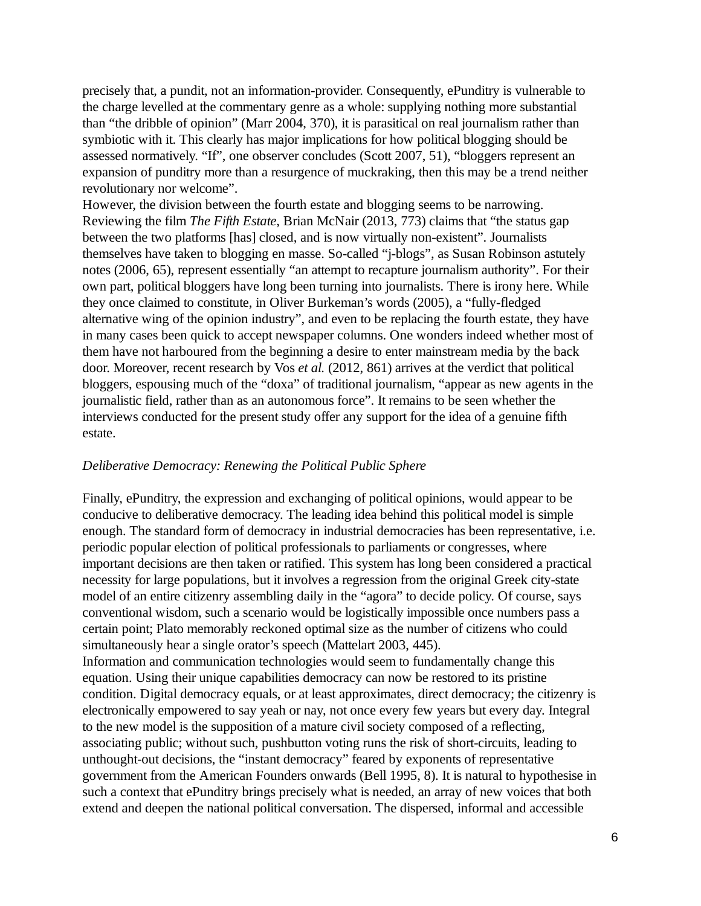precisely that, a pundit, not an information-provider. Consequently, ePunditry is vulnerable to the charge levelled at the commentary genre as a whole: supplying nothing more substantial than "the dribble of opinion" (Marr 2004, 370), it is parasitical on real journalism rather than symbiotic with it. This clearly has major implications for how political blogging should be assessed normatively. "If", one observer concludes (Scott 2007, 51), "bloggers represent an expansion of punditry more than a resurgence of muckraking, then this may be a trend neither revolutionary nor welcome".

However, the division between the fourth estate and blogging seems to be narrowing. Reviewing the film *The Fifth Estate*, Brian McNair (2013, 773) claims that "the status gap between the two platforms [has] closed, and is now virtually non-existent". Journalists themselves have taken to blogging en masse. So-called "j-blogs", as Susan Robinson astutely notes (2006, 65), represent essentially "an attempt to recapture journalism authority". For their own part, political bloggers have long been turning into journalists. There is irony here. While they once claimed to constitute, in Oliver Burkeman's words (2005), a "fully-fledged alternative wing of the opinion industry", and even to be replacing the fourth estate, they have in many cases been quick to accept newspaper columns. One wonders indeed whether most of them have not harboured from the beginning a desire to enter mainstream media by the back door. Moreover, recent research by Vos *et al.* (2012, 861) arrives at the verdict that political bloggers, espousing much of the "doxa" of traditional journalism, "appear as new agents in the journalistic field, rather than as an autonomous force". It remains to be seen whether the interviews conducted for the present study offer any support for the idea of a genuine fifth estate.

### *Deliberative Democracy: Renewing the Political Public Sphere*

Finally, ePunditry, the expression and exchanging of political opinions, would appear to be conducive to deliberative democracy. The leading idea behind this political model is simple enough. The standard form of democracy in industrial democracies has been representative, i.e. periodic popular election of political professionals to parliaments or congresses, where important decisions are then taken or ratified. This system has long been considered a practical necessity for large populations, but it involves a regression from the original Greek city-state model of an entire citizenry assembling daily in the "agora" to decide policy. Of course, says conventional wisdom, such a scenario would be logistically impossible once numbers pass a certain point; Plato memorably reckoned optimal size as the number of citizens who could simultaneously hear a single orator's speech (Mattelart 2003, 445).

Information and communication technologies would seem to fundamentally change this equation. Using their unique capabilities democracy can now be restored to its pristine condition. Digital democracy equals, or at least approximates, direct democracy; the citizenry is electronically empowered to say yeah or nay, not once every few years but every day. Integral to the new model is the supposition of a mature civil society composed of a reflecting, associating public; without such, pushbutton voting runs the risk of short-circuits, leading to unthought-out decisions, the "instant democracy" feared by exponents of representative government from the American Founders onwards (Bell 1995, 8). It is natural to hypothesise in such a context that ePunditry brings precisely what is needed, an array of new voices that both extend and deepen the national political conversation. The dispersed, informal and accessible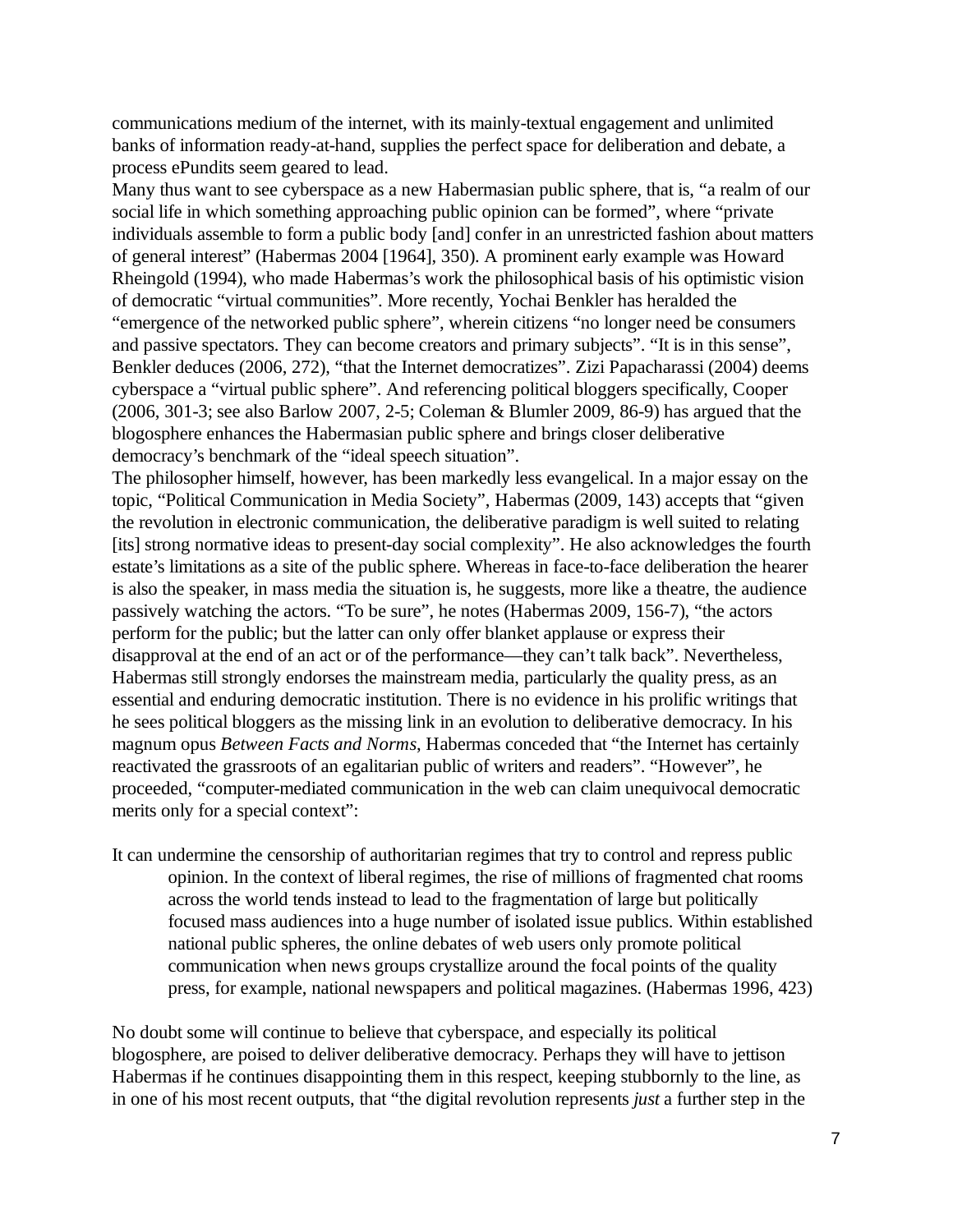communications medium of the internet, with its mainly-textual engagement and unlimited banks of information ready-at-hand, supplies the perfect space for deliberation and debate, a process ePundits seem geared to lead.

Many thus want to see cyberspace as a new Habermasian public sphere, that is, "a realm of our social life in which something approaching public opinion can be formed", where "private individuals assemble to form a public body [and] confer in an unrestricted fashion about matters of general interest" (Habermas 2004 [1964], 350). A prominent early example was Howard Rheingold (1994), who made Habermas's work the philosophical basis of his optimistic vision of democratic "virtual communities". More recently, Yochai Benkler has heralded the "emergence of the networked public sphere", wherein citizens "no longer need be consumers and passive spectators. They can become creators and primary subjects". "It is in this sense", Benkler deduces (2006, 272), "that the Internet democratizes". Zizi Papacharassi (2004) deems cyberspace a "virtual public sphere". And referencing political bloggers specifically, Cooper (2006, 301-3; see also Barlow 2007, 2-5; Coleman & Blumler 2009, 86-9) has argued that the blogosphere enhances the Habermasian public sphere and brings closer deliberative democracy's benchmark of the "ideal speech situation".

The philosopher himself, however, has been markedly less evangelical. In a major essay on the topic, "Political Communication in Media Society", Habermas (2009, 143) accepts that "given the revolution in electronic communication, the deliberative paradigm is well suited to relating [its] strong normative ideas to present-day social complexity". He also acknowledges the fourth estate's limitations as a site of the public sphere. Whereas in face-to-face deliberation the hearer is also the speaker, in mass media the situation is, he suggests, more like a theatre, the audience passively watching the actors. "To be sure", he notes (Habermas 2009, 156-7), "the actors perform for the public; but the latter can only offer blanket applause or express their disapproval at the end of an act or of the performance—they can't talk back". Nevertheless, Habermas still strongly endorses the mainstream media, particularly the quality press, as an essential and enduring democratic institution. There is no evidence in his prolific writings that he sees political bloggers as the missing link in an evolution to deliberative democracy. In his magnum opus *Between Facts and Norms*, Habermas conceded that "the Internet has certainly reactivated the grassroots of an egalitarian public of writers and readers". "However", he proceeded, "computer-mediated communication in the web can claim unequivocal democratic merits only for a special context":

> It can undermine the censorship of authoritarian regimes that try to control and repress public opinion. In the context of liberal regimes, the rise of millions of fragmented chat rooms across the world tends instead to lead to the fragmentation of large but politically focused mass audiences into a huge number of isolated issue publics. Within established national public spheres, the online debates of web users only promote political communication when news groups crystallize around the focal points of the quality press, for example, national newspapers and political magazines. (Habermas 1996, 423)

No doubt some will continue to believe that cyberspace, and especially its political blogosphere, are poised to deliver deliberative democracy. Perhaps they will have to jettison Habermas if he continues disappointing them in this respect, keeping stubbornly to the line, as in one of his most recent outputs, that "the digital revolution represents *just* a further step in the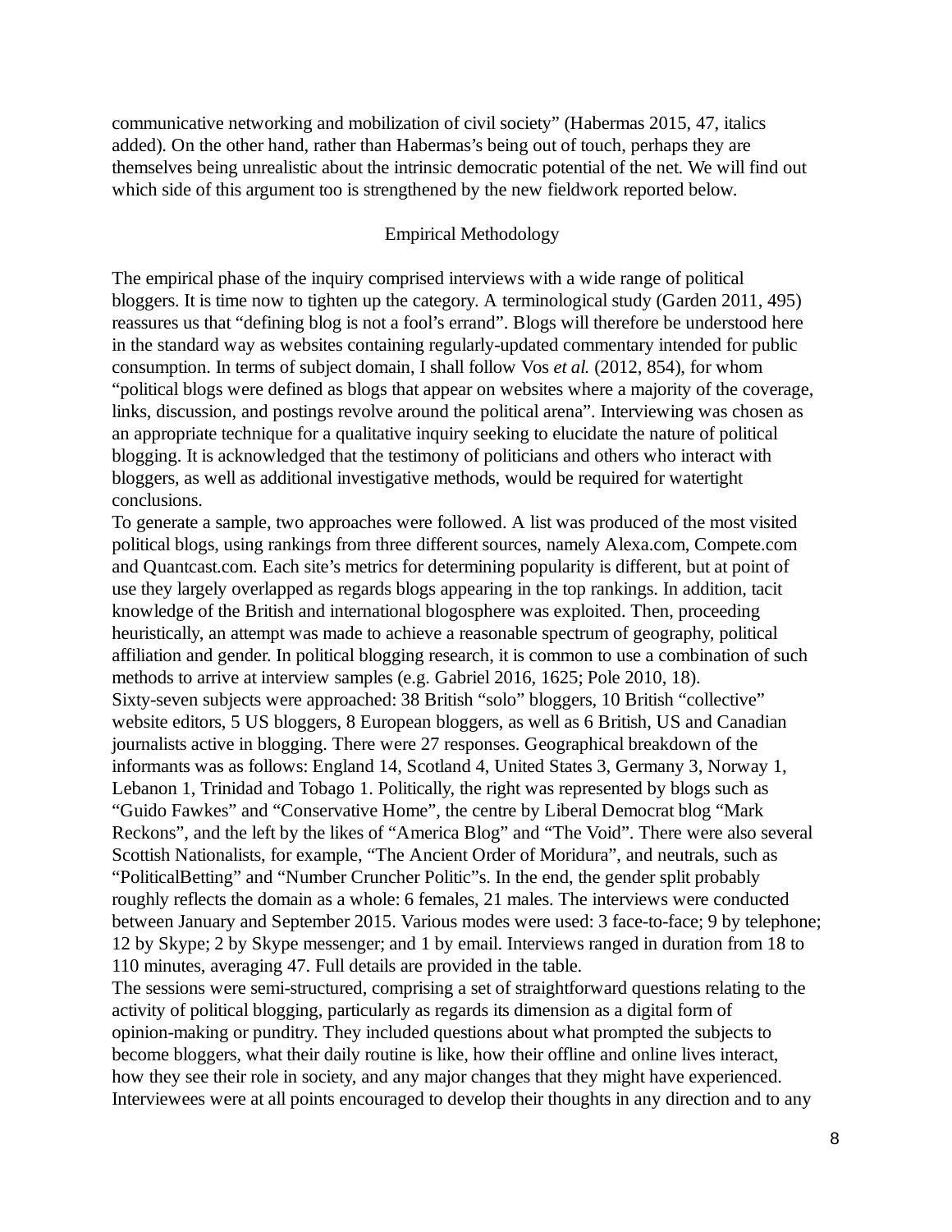communicative networking and mobilization of civil society" (Habermas 2015, 47, italics added). On the other hand, rather than Habermas's being out of touch, perhaps they are themselves being unrealistic about the intrinsic democratic potential of the net. We will find out which side of this argument too is strengthened by the new fieldwork reported below.

## Empirical Methodology

The empirical phase of the inquiry comprised interviews with a wide range of political bloggers. It is time now to tighten up the category. A terminological study (Garden 2011, 495) reassures us that "defining blog is not a fool's errand". Blogs will therefore be understood here in the standard way as websites containing regularly-updated commentary intended for public consumption. In terms of subject domain, I shall follow Vos *et al.* (2012, 854), for whom "political blogs were defined as blogs that appear on websites where a majority of the coverage, links, discussion, and postings revolve around the political arena". Interviewing was chosen as an appropriate technique for a qualitative inquiry seeking to elucidate the nature of political blogging. It is acknowledged that the testimony of politicians and others who interact with bloggers, as well as additional investigative methods, would be required for watertight conclusions.

To generate a sample, two approaches were followed. A list was produced of the most visited political blogs, using rankings from three different sources, namely Alexa.com, Compete.com and Quantcast.com. Each site's metrics for determining popularity is different, but at point of use they largely overlapped as regards blogs appearing in the top rankings. In addition, tacit knowledge of the British and international blogosphere was exploited. Then, proceeding heuristically, an attempt was made to achieve a reasonable spectrum of geography, political affiliation and gender. In political blogging research, it is common to use a combination of such methods to arrive at interview samples (e.g. Gabriel 2016, 1625; Pole 2010, 18).

Sixty-seven subjects were approached: 38 British "solo" bloggers, 10 British "collective" website editors, 5 US bloggers, 8 European bloggers, as well as 6 British, US and Canadian journalists active in blogging. There were 27 responses. Geographical breakdown of the informants was as follows: England 14, Scotland 4, United States 3, Germany 3, Norway 1, Lebanon 1, Trinidad and Tobago 1. Politically, the right was represented by blogs such as "Guido Fawkes" and "Conservative Home", the centre by Liberal Democrat blog "Mark Reckons", and the left by the likes of "America Blog" and "The Void". There were also several Scottish Nationalists, for example, "The Ancient Order of Moridura", and neutrals, such as "PoliticalBetting" and "Number Cruncher Politic"s. In the end, the gender split probably roughly reflects the domain as a whole: 6 females, 21 males. The interviews were conducted between January and September 2015. Various modes were used: 3 face-to-face; 9 by telephone; 12 by Skype; 2 by Skype messenger; and 1 by email. Interviews ranged in duration from 18 to 110 minutes, averaging 47. Full details are provided in the table.

The sessions were semi-structured, comprising a set of straightforward questions relating to the activity of political blogging, particularly as regards its dimension as a digital form of opinion-making or punditry. They included questions about what prompted the subjects to become bloggers, what their daily routine is like, how their offline and online lives interact, how they see their role in society, and any major changes that they might have experienced. Interviewees were at all points encouraged to develop their thoughts in any direction and to any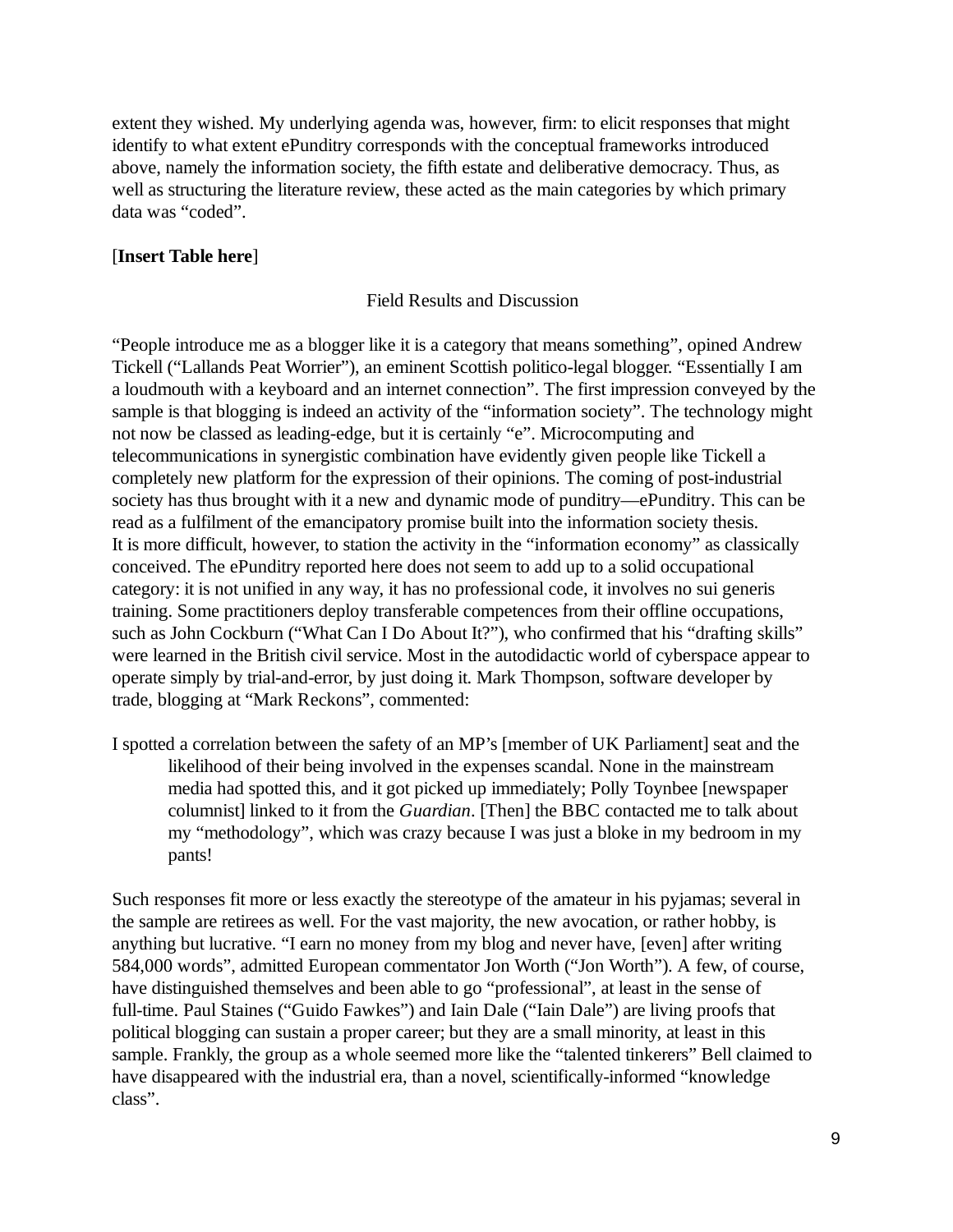extent they wished. My underlying agenda was, however, firm: to elicit responses that might identify to what extent ePunditry corresponds with the conceptual frameworks introduced above, namely the information society, the fifth estate and deliberative democracy. Thus, as well as structuring the literature review, these acted as the main categories by which primary data was "coded".

[**Insert Table here**]

## Field Results and Discussion

"People introduce me as a blogger like it is a category that means something", opined Andrew Tickell ("Lallands Peat Worrier"), an eminent Scottish politico-legal blogger. "Essentially I am a loudmouth with a keyboard and an internet connection". The first impression conveyed by the sample is that blogging is indeed an activity of the "information society". The technology might not now be classed as leading-edge, but it is certainly "e". Microcomputing and telecommunications in synergistic combination have evidently given people like Tickell a completely new platform for the expression of their opinions. The coming of post-industrial society has thus brought with it a new and dynamic mode of punditry—ePunditry. This can be read as a fulfilment of the emancipatory promise built into the information society thesis.
It is more difficult, however, to station the activity in the "information economy" as classically conceived. The ePunditry reported here does not seem to add up to a solid occupational category: it is not unified in any way, it has no professional code, it involves no sui generis training. Some practitioners deploy transferable competences from their offline occupations, such as John Cockburn ("What Can I Do About It?"), who confirmed that his "drafting skills" were learned in the British civil service. Most in the autodidactic world of cyberspace appear to operate simply by trial-and-error, by just doing it. Mark Thompson, software developer by trade, blogging at "Mark Reckons", commented:

> I spotted a correlation between the safety of an MP's [member of UK Parliament] seat and the likelihood of their being involved in the expenses scandal. None in the mainstream media had spotted this, and it got picked up immediately; Polly Toynbee [newspaper columnist] linked to it from the *Guardian*. [Then] the BBC contacted me to talk about my "methodology", which was crazy because I was just a bloke in my bedroom in my pants!

Such responses fit more or less exactly the stereotype of the amateur in his pyjamas; several in the sample are retirees as well. For the vast majority, the new avocation, or rather hobby, is anything but lucrative. "I earn no money from my blog and never have, [even] after writing 584,000 words", admitted European commentator Jon Worth ("Jon Worth"). A few, of course, have distinguished themselves and been able to go "professional", at least in the sense of full-time. Paul Staines ("Guido Fawkes") and Iain Dale ("Iain Dale") are living proofs that political blogging can sustain a proper career; but they are a small minority, at least in this sample. Frankly, the group as a whole seemed more like the "talented tinkerers" Bell claimed to have disappeared with the industrial era, than a novel, scientifically-informed "knowledge class".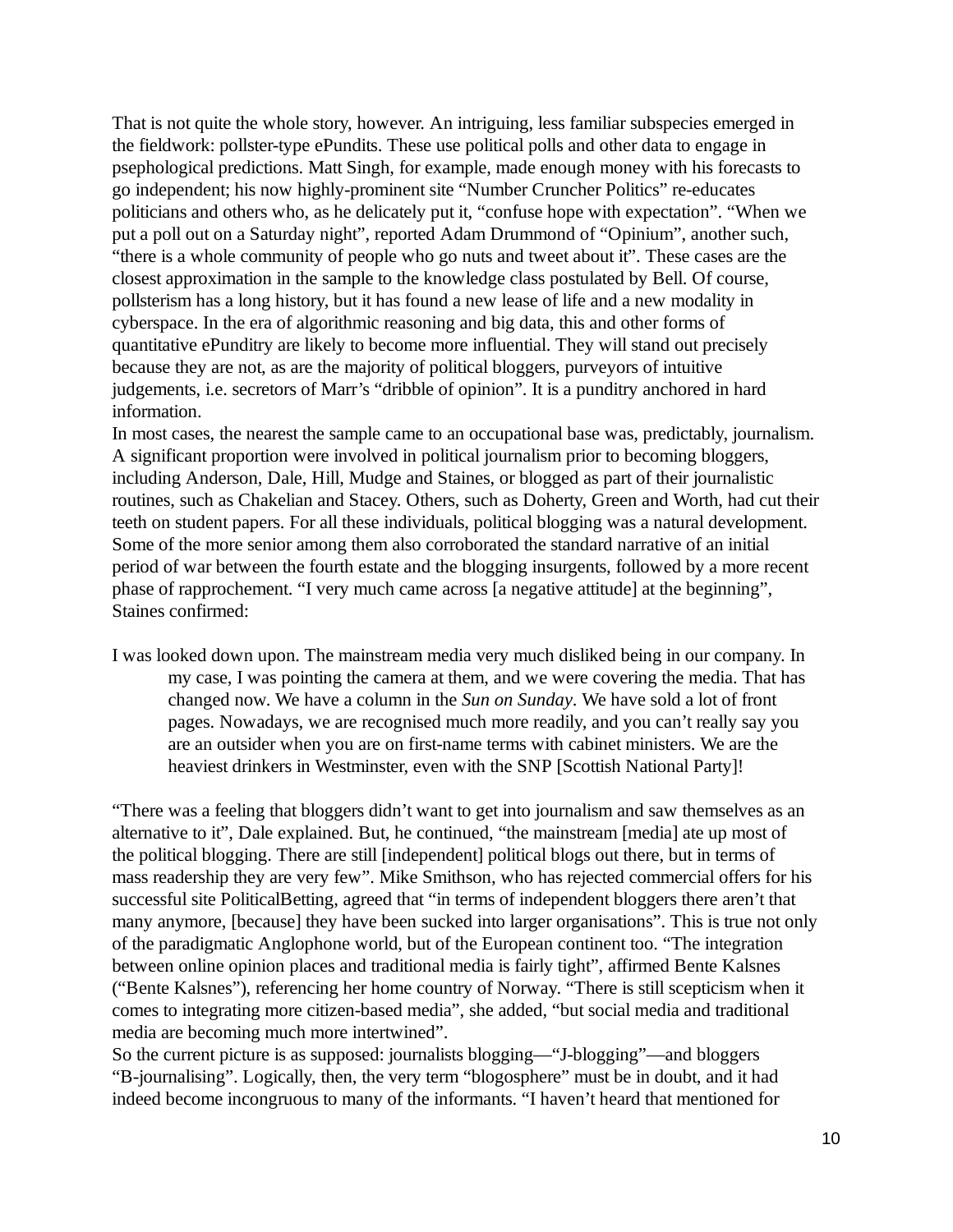That is not quite the whole story, however. An intriguing, less familiar subspecies emerged in the fieldwork: pollster-type ePundits. These use political polls and other data to engage in psephological predictions. Matt Singh, for example, made enough money with his forecasts to go independent; his now highly-prominent site "Number Cruncher Politics" re-educates politicians and others who, as he delicately put it, "confuse hope with expectation". "When we put a poll out on a Saturday night", reported Adam Drummond of "Opinium", another such, "there is a whole community of people who go nuts and tweet about it". These cases are the closest approximation in the sample to the knowledge class postulated by Bell. Of course, pollsterism has a long history, but it has found a new lease of life and a new modality in cyberspace. In the era of algorithmic reasoning and big data, this and other forms of quantitative ePunditry are likely to become more influential. They will stand out precisely because they are not, as are the majority of political bloggers, purveyors of intuitive judgements, i.e. secretors of Marr's "dribble of opinion". It is a punditry anchored in hard information.

In most cases, the nearest the sample came to an occupational base was, predictably, journalism. A significant proportion were involved in political journalism prior to becoming bloggers, including Anderson, Dale, Hill, Mudge and Staines, or blogged as part of their journalistic routines, such as Chakelian and Stacey. Others, such as Doherty, Green and Worth, had cut their teeth on student papers. For all these individuals, political blogging was a natural development. Some of the more senior among them also corroborated the standard narrative of an initial period of war between the fourth estate and the blogging insurgents, followed by a more recent phase of rapprochement. "I very much came across [a negative attitude] at the beginning", Staines confirmed:

> I was looked down upon. The mainstream media very much disliked being in our company. In my case, I was pointing the camera at them, and we were covering the media. That has changed now. We have a column in the *Sun on Sunday*. We have sold a lot of front pages. Nowadays, we are recognised much more readily, and you can't really say you are an outsider when you are on first-name terms with cabinet ministers. We are the heaviest drinkers in Westminster, even with the SNP [Scottish National Party]!

"There was a feeling that bloggers didn't want to get into journalism and saw themselves as an alternative to it", Dale explained. But, he continued, "the mainstream [media] ate up most of the political blogging. There are still [independent] political blogs out there, but in terms of mass readership they are very few". Mike Smithson, who has rejected commercial offers for his successful site PoliticalBetting, agreed that "in terms of independent bloggers there aren't that many anymore, [because] they have been sucked into larger organisations". This is true not only of the paradigmatic Anglophone world, but of the European continent too. "The integration between online opinion places and traditional media is fairly tight", affirmed Bente Kalsnes ("Bente Kalsnes"), referencing her home country of Norway. "There is still scepticism when it comes to integrating more citizen-based media", she added, "but social media and traditional media are becoming much more intertwined".

So the current picture is as supposed: journalists blogging—"J-blogging"—and bloggers "B-journalising". Logically, then, the very term "blogosphere" must be in doubt, and it had indeed become incongruous to many of the informants. "I haven't heard that mentioned for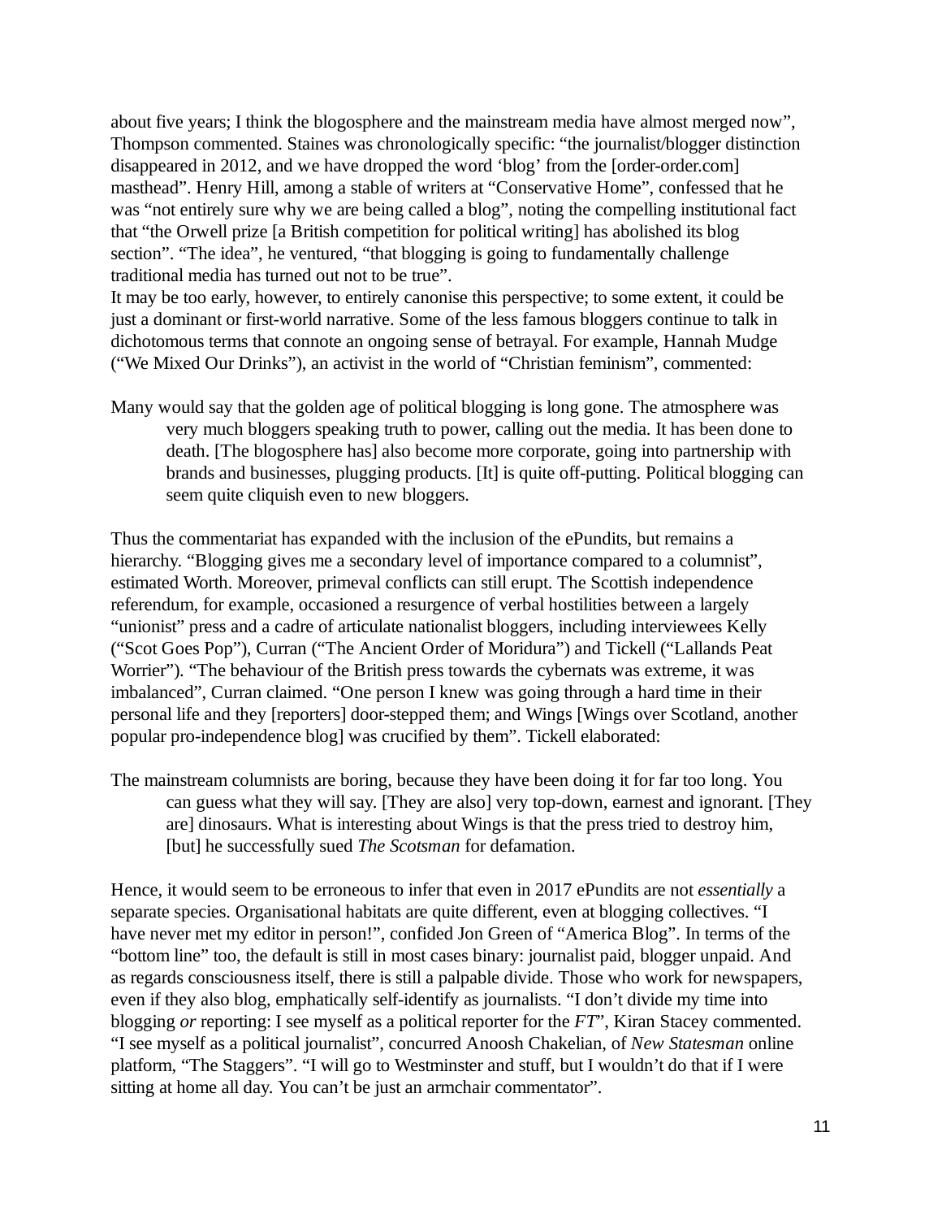about five years; I think the blogosphere and the mainstream media have almost merged now", Thompson commented. Staines was chronologically specific: "the journalist/blogger distinction disappeared in 2012, and we have dropped the word 'blog' from the [order-order.com] masthead". Henry Hill, among a stable of writers at "Conservative Home", confessed that he was "not entirely sure why we are being called a blog", noting the compelling institutional fact that "the Orwell prize [a British competition for political writing] has abolished its blog section". "The idea", he ventured, "that blogging is going to fundamentally challenge traditional media has turned out not to be true".

It may be too early, however, to entirely canonise this perspective; to some extent, it could be just a dominant or first-world narrative. Some of the less famous bloggers continue to talk in dichotomous terms that connote an ongoing sense of betrayal. For example, Hannah Mudge ("We Mixed Our Drinks"), an activist in the world of "Christian feminism", commented:

> Many would say that the golden age of political blogging is long gone. The atmosphere was very much bloggers speaking truth to power, calling out the media. It has been done to death. [The blogosphere has] also become more corporate, going into partnership with brands and businesses, plugging products. [It] is quite off-putting. Political blogging can seem quite cliquish even to new bloggers.

Thus the commentariat has expanded with the inclusion of the ePundits, but remains a hierarchy. "Blogging gives me a secondary level of importance compared to a columnist", estimated Worth. Moreover, primeval conflicts can still erupt. The Scottish independence referendum, for example, occasioned a resurgence of verbal hostilities between a largely "unionist" press and a cadre of articulate nationalist bloggers, including interviewees Kelly ("Scot Goes Pop"), Curran ("The Ancient Order of Moridura") and Tickell ("Lallands Peat Worrier"). "The behaviour of the British press towards the cybernats was extreme, it was imbalanced", Curran claimed. "One person I knew was going through a hard time in their personal life and they [reporters] door-stepped them; and Wings [Wings over Scotland, another popular pro-independence blog] was crucified by them". Tickell elaborated:

> The mainstream columnists are boring, because they have been doing it for far too long. You can guess what they will say. [They are also] very top-down, earnest and ignorant. [They are] dinosaurs. What is interesting about Wings is that the press tried to destroy him, [but] he successfully sued *The Scotsman* for defamation.

Hence, it would seem to be erroneous to infer that even in 2017 ePundits are not *essentially* a separate species. Organisational habitats are quite different, even at blogging collectives. "I have never met my editor in person!", confided Jon Green of "America Blog". In terms of the "bottom line" too, the default is still in most cases binary: journalist paid, blogger unpaid. And as regards consciousness itself, there is still a palpable divide. Those who work for newspapers, even if they also blog, emphatically self-identify as journalists. "I don't divide my time into blogging *or* reporting: I see myself as a political reporter for the *FT*", Kiran Stacey commented. "I see myself as a political journalist", concurred Anoosh Chakelian, of *New Statesman* online platform, "The Staggers". "I will go to Westminster and stuff, but I wouldn't do that if I were sitting at home all day. You can't be just an armchair commentator".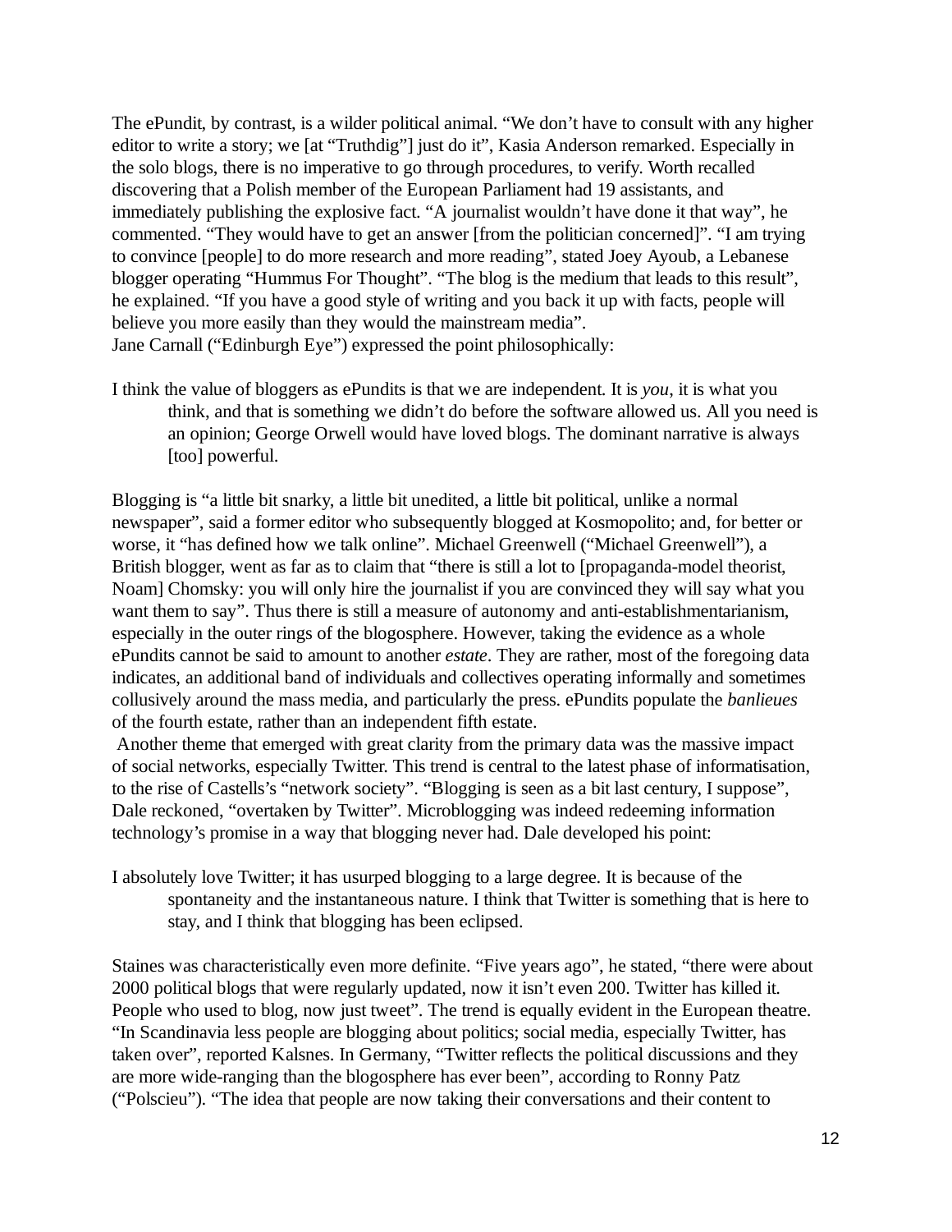The ePundit, by contrast, is a wilder political animal. “We don’t have to consult with any higher editor to write a story; we [at “Truthdig”] just do it”, Kasia Anderson remarked. Especially in the solo blogs, there is no imperative to go through procedures, to verify. Worth recalled discovering that a Polish member of the European Parliament had 19 assistants, and immediately publishing the explosive fact. “A journalist wouldn’t have done it that way”, he commented. “They would have to get an answer [from the politician concerned]”. “I am trying to convince [people] to do more research and more reading”, stated Joey Ayoub, a Lebanese blogger operating “Hummus For Thought”. “The blog is the medium that leads to this result”, he explained. “If you have a good style of writing and you back it up with facts, people will believe you more easily than they would the mainstream media”.
Jane Carnall (“Edinburgh Eye”) expressed the point philosophically:

> I think the value of bloggers as ePundits is that we are independent. It is *you*, it is what you think, and that is something we didn’t do before the software allowed us. All you need is an opinion; George Orwell would have loved blogs. The dominant narrative is always [too] powerful.

Blogging is “a little bit snarky, a little bit unedited, a little bit political, unlike a normal newspaper”, said a former editor who subsequently blogged at Kosmopolito; and, for better or worse, it “has defined how we talk online”. Michael Greenwell (“Michael Greenwell”), a British blogger, went as far as to claim that “there is still a lot to [propaganda-model theorist, Noam] Chomsky: you will only hire the journalist if you are convinced they will say what you want them to say”. Thus there is still a measure of autonomy and anti-establishmentarianism, especially in the outer rings of the blogosphere. However, taking the evidence as a whole ePundits cannot be said to amount to another *estate*. They are rather, most of the foregoing data indicates, an additional band of individuals and collectives operating informally and sometimes collusively around the mass media, and particularly the press. ePundits populate the *banlieues* of the fourth estate, rather than an independent fifth estate.

Another theme that emerged with great clarity from the primary data was the massive impact of social networks, especially Twitter. This trend is central to the latest phase of informatisation, to the rise of Castells’s “network society”. “Blogging is seen as a bit last century, I suppose”, Dale reckoned, “overtaken by Twitter”. Microblogging was indeed redeeming information technology’s promise in a way that blogging never had. Dale developed his point:

> I absolutely love Twitter; it has usurped blogging to a large degree. It is because of the spontaneity and the instantaneous nature. I think that Twitter is something that is here to stay, and I think that blogging has been eclipsed.

Staines was characteristically even more definite. “Five years ago”, he stated, “there were about 2000 political blogs that were regularly updated, now it isn’t even 200. Twitter has killed it. People who used to blog, now just tweet”. The trend is equally evident in the European theatre. “In Scandinavia less people are blogging about politics; social media, especially Twitter, has taken over”, reported Kalsnes. In Germany, “Twitter reflects the political discussions and they are more wide-ranging than the blogosphere has ever been”, according to Ronny Patz (“Polscieu”). “The idea that people are now taking their conversations and their content to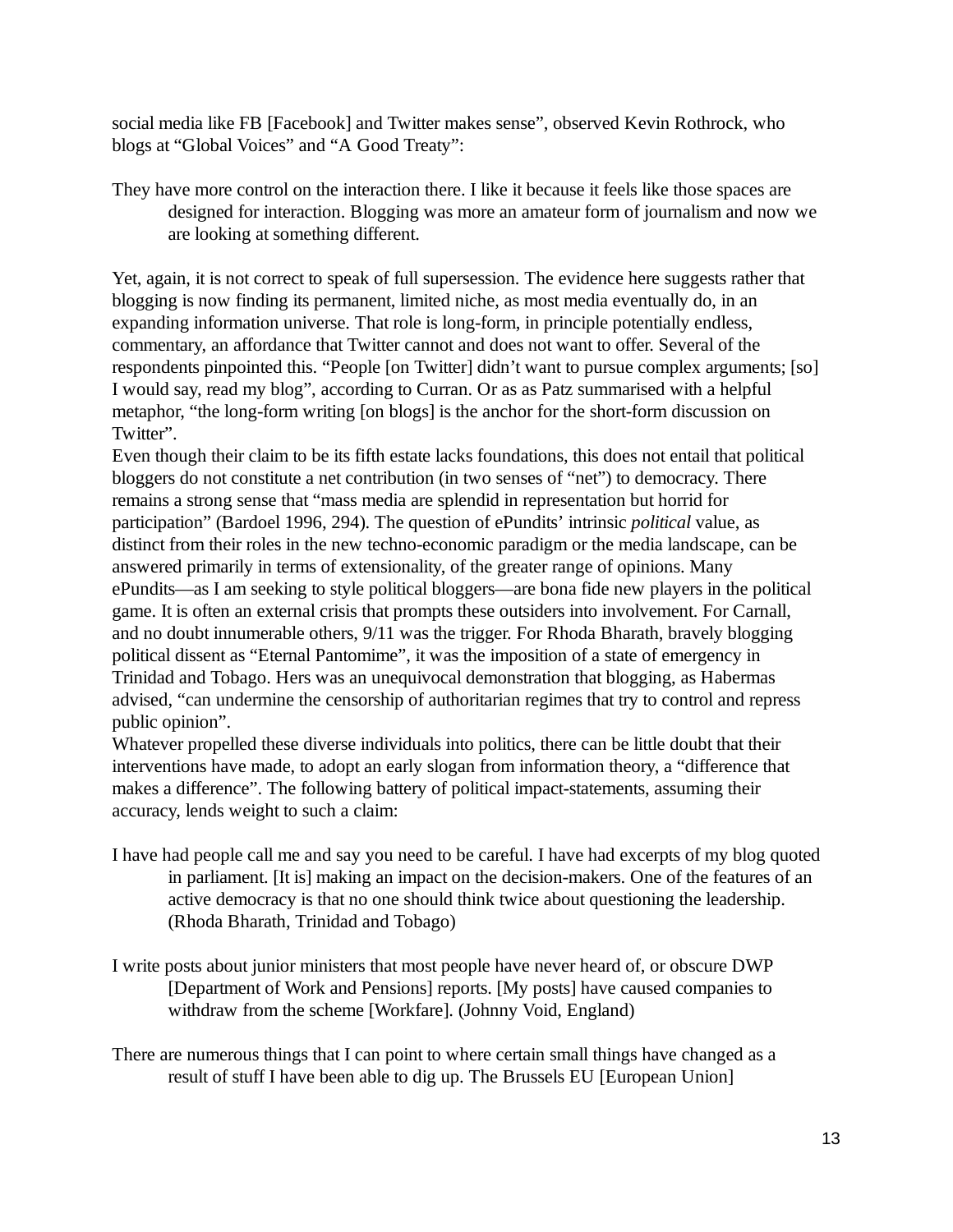social media like FB [Facebook] and Twitter makes sense", observed Kevin Rothrock, who blogs at "Global Voices" and "A Good Treaty":

> They have more control on the interaction there. I like it because it feels like those spaces are designed for interaction. Blogging was more an amateur form of journalism and now we are looking at something different.

Yet, again, it is not correct to speak of full supersession. The evidence here suggests rather that blogging is now finding its permanent, limited niche, as most media eventually do, in an expanding information universe. That role is long-form, in principle potentially endless, commentary, an affordance that Twitter cannot and does not want to offer. Several of the respondents pinpointed this. "People [on Twitter] didn't want to pursue complex arguments; [so] I would say, read my blog", according to Curran. Or as as Patz summarised with a helpful metaphor, "the long-form writing [on blogs] is the anchor for the short-form discussion on Twitter".

Even though their claim to be its fifth estate lacks foundations, this does not entail that political bloggers do not constitute a net contribution (in two senses of "net") to democracy. There remains a strong sense that "mass media are splendid in representation but horrid for participation" (Bardoel 1996, 294). The question of ePundits' intrinsic *political* value, as distinct from their roles in the new techno-economic paradigm or the media landscape, can be answered primarily in terms of extensionality, of the greater range of opinions. Many ePundits—as I am seeking to style political bloggers—are bona fide new players in the political game. It is often an external crisis that prompts these outsiders into involvement. For Carnall, and no doubt innumerable others, 9/11 was the trigger. For Rhoda Bharath, bravely blogging political dissent as "Eternal Pantomime", it was the imposition of a state of emergency in Trinidad and Tobago. Hers was an unequivocal demonstration that blogging, as Habermas advised, "can undermine the censorship of authoritarian regimes that try to control and repress public opinion".

Whatever propelled these diverse individuals into politics, there can be little doubt that their interventions have made, to adopt an early slogan from information theory, a "difference that makes a difference". The following battery of political impact-statements, assuming their accuracy, lends weight to such a claim:

> I have had people call me and say you need to be careful. I have had excerpts of my blog quoted in parliament. [It is] making an impact on the decision-makers. One of the features of an active democracy is that no one should think twice about questioning the leadership. (Rhoda Bharath, Trinidad and Tobago)

> I write posts about junior ministers that most people have never heard of, or obscure DWP [Department of Work and Pensions] reports. [My posts] have caused companies to withdraw from the scheme [Workfare]. (Johnny Void, England)

> There are numerous things that I can point to where certain small things have changed as a result of stuff I have been able to dig up. The Brussels EU [European Union]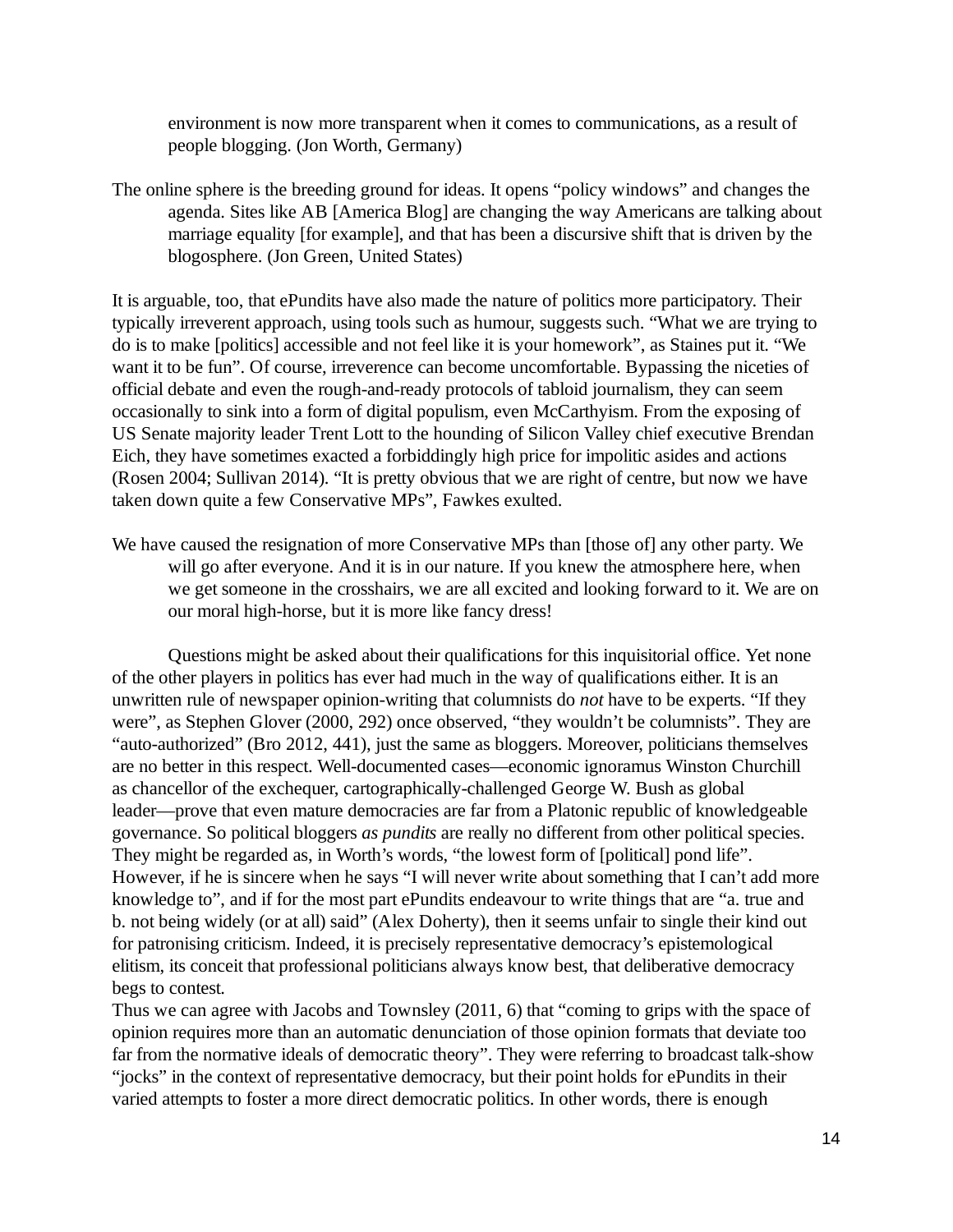> environment is now more transparent when it comes to communications, as a result of people blogging. (Jon Worth, Germany)

> The online sphere is the breeding ground for ideas. It opens "policy windows" and changes the agenda. Sites like AB [America Blog] are changing the way Americans are talking about marriage equality [for example], and that has been a discursive shift that is driven by the blogosphere. (Jon Green, United States)

It is arguable, too, that ePundits have also made the nature of politics more participatory. Their typically irreverent approach, using tools such as humour, suggests such. "What we are trying to do is to make [politics] accessible and not feel like it is your homework", as Staines put it. "We want it to be fun". Of course, irreverence can become uncomfortable. Bypassing the niceties of official debate and even the rough-and-ready protocols of tabloid journalism, they can seem occasionally to sink into a form of digital populism, even McCarthyism. From the exposing of US Senate majority leader Trent Lott to the hounding of Silicon Valley chief executive Brendan Eich, they have sometimes exacted a forbiddingly high price for impolitic asides and actions (Rosen 2004; Sullivan 2014). "It is pretty obvious that we are right of centre, but now we have taken down quite a few Conservative MPs", Fawkes exulted.

> We have caused the resignation of more Conservative MPs than [those of] any other party. We will go after everyone. And it is in our nature. If you knew the atmosphere here, when we get someone in the crosshairs, we are all excited and looking forward to it. We are on our moral high-horse, but it is more like fancy dress!

Questions might be asked about their qualifications for this inquisitorial office. Yet none of the other players in politics has ever had much in the way of qualifications either. It is an unwritten rule of newspaper opinion-writing that columnists do *not* have to be experts. "If they were", as Stephen Glover (2000, 292) once observed, "they wouldn't be columnists". They are "auto-authorized" (Bro 2012, 441), just the same as bloggers. Moreover, politicians themselves are no better in this respect. Well-documented cases—economic ignoramus Winston Churchill as chancellor of the exchequer, cartographically-challenged George W. Bush as global leader—prove that even mature democracies are far from a Platonic republic of knowledgeable governance. So political bloggers *as pundits* are really no different from other political species. They might be regarded as, in Worth's words, "the lowest form of [political] pond life". However, if he is sincere when he says "I will never write about something that I can't add more knowledge to", and if for the most part ePundits endeavour to write things that are "a. true and b. not being widely (or at all) said" (Alex Doherty), then it seems unfair to single their kind out for patronising criticism. Indeed, it is precisely representative democracy's epistemological elitism, its conceit that professional politicians always know best, that deliberative democracy begs to contest.

Thus we can agree with Jacobs and Townsley (2011, 6) that "coming to grips with the space of opinion requires more than an automatic denunciation of those opinion formats that deviate too far from the normative ideals of democratic theory". They were referring to broadcast talk-show "jocks" in the context of representative democracy, but their point holds for ePundits in their varied attempts to foster a more direct democratic politics. In other words, there is enough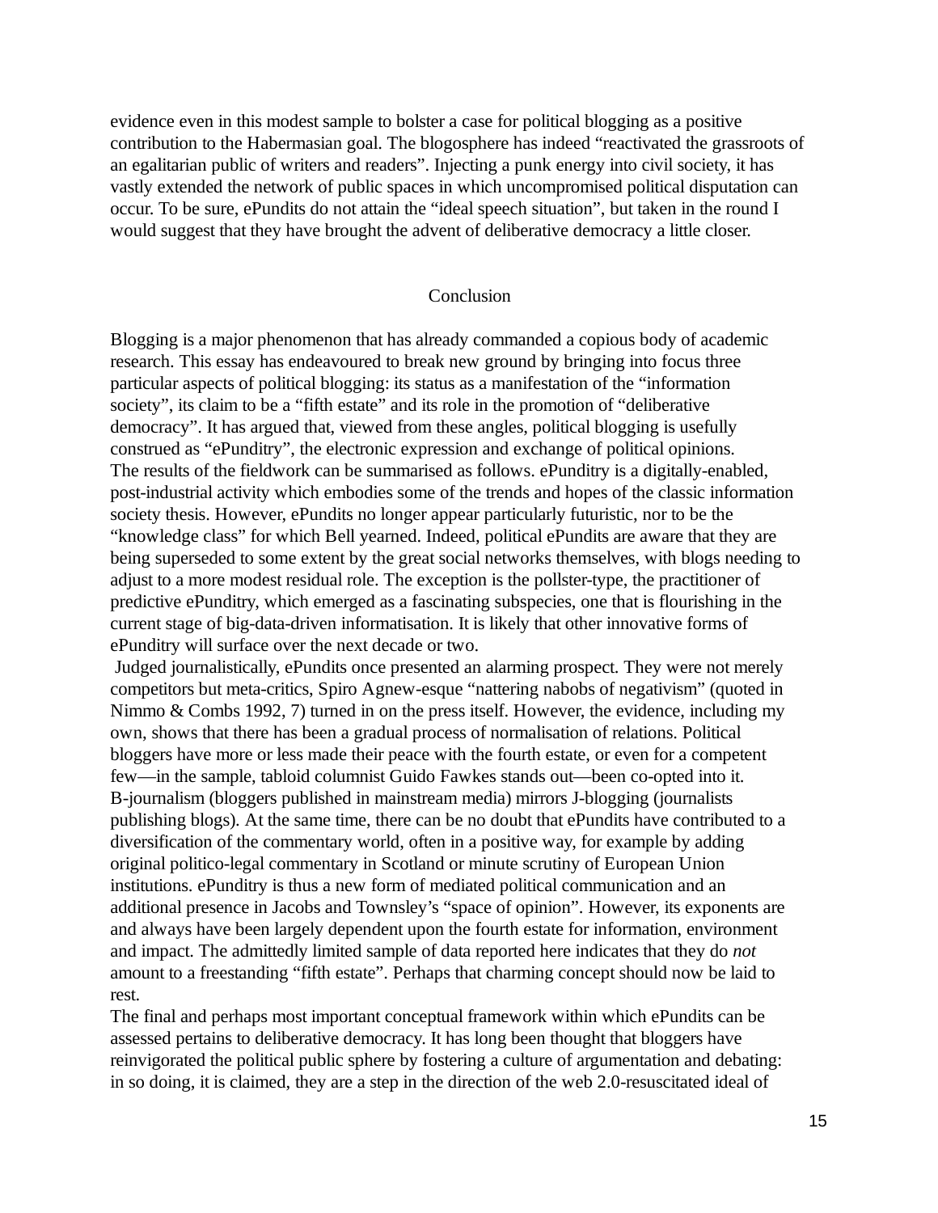evidence even in this modest sample to bolster a case for political blogging as a positive contribution to the Habermasian goal. The blogosphere has indeed "reactivated the grassroots of an egalitarian public of writers and readers". Injecting a punk energy into civil society, it has vastly extended the network of public spaces in which uncompromised political disputation can occur. To be sure, ePundits do not attain the "ideal speech situation", but taken in the round I would suggest that they have brought the advent of deliberative democracy a little closer.

## Conclusion

Blogging is a major phenomenon that has already commanded a copious body of academic research. This essay has endeavoured to break new ground by bringing into focus three particular aspects of political blogging: its status as a manifestation of the "information society", its claim to be a "fifth estate" and its role in the promotion of "deliberative democracy". It has argued that, viewed from these angles, political blogging is usefully construed as "ePunditry", the electronic expression and exchange of political opinions.

The results of the fieldwork can be summarised as follows. ePunditry is a digitally-enabled, post-industrial activity which embodies some of the trends and hopes of the classic information society thesis. However, ePundits no longer appear particularly futuristic, nor to be the "knowledge class" for which Bell yearned. Indeed, political ePundits are aware that they are being superseded to some extent by the great social networks themselves, with blogs needing to adjust to a more modest residual role. The exception is the pollster-type, the practitioner of predictive ePunditry, which emerged as a fascinating subspecies, one that is flourishing in the current stage of big-data-driven informatisation. It is likely that other innovative forms of ePunditry will surface over the next decade or two.

Judged journalistically, ePundits once presented an alarming prospect. They were not merely competitors but meta-critics, Spiro Agnew-esque "nattering nabobs of negativism" (quoted in Nimmo & Combs 1992, 7) turned in on the press itself. However, the evidence, including my own, shows that there has been a gradual process of normalisation of relations. Political bloggers have more or less made their peace with the fourth estate, or even for a competent few—in the sample, tabloid columnist Guido Fawkes stands out—been co-opted into it. B-journalism (bloggers published in mainstream media) mirrors J-blogging (journalists publishing blogs). At the same time, there can be no doubt that ePundits have contributed to a diversification of the commentary world, often in a positive way, for example by adding original politico-legal commentary in Scotland or minute scrutiny of European Union institutions. ePunditry is thus a new form of mediated political communication and an additional presence in Jacobs and Townsley's "space of opinion". However, its exponents are and always have been largely dependent upon the fourth estate for information, environment and impact. The admittedly limited sample of data reported here indicates that they do *not* amount to a freestanding "fifth estate". Perhaps that charming concept should now be laid to rest.

The final and perhaps most important conceptual framework within which ePundits can be assessed pertains to deliberative democracy. It has long been thought that bloggers have reinvigorated the political public sphere by fostering a culture of argumentation and debating: in so doing, it is claimed, they are a step in the direction of the web 2.0-resuscitated ideal of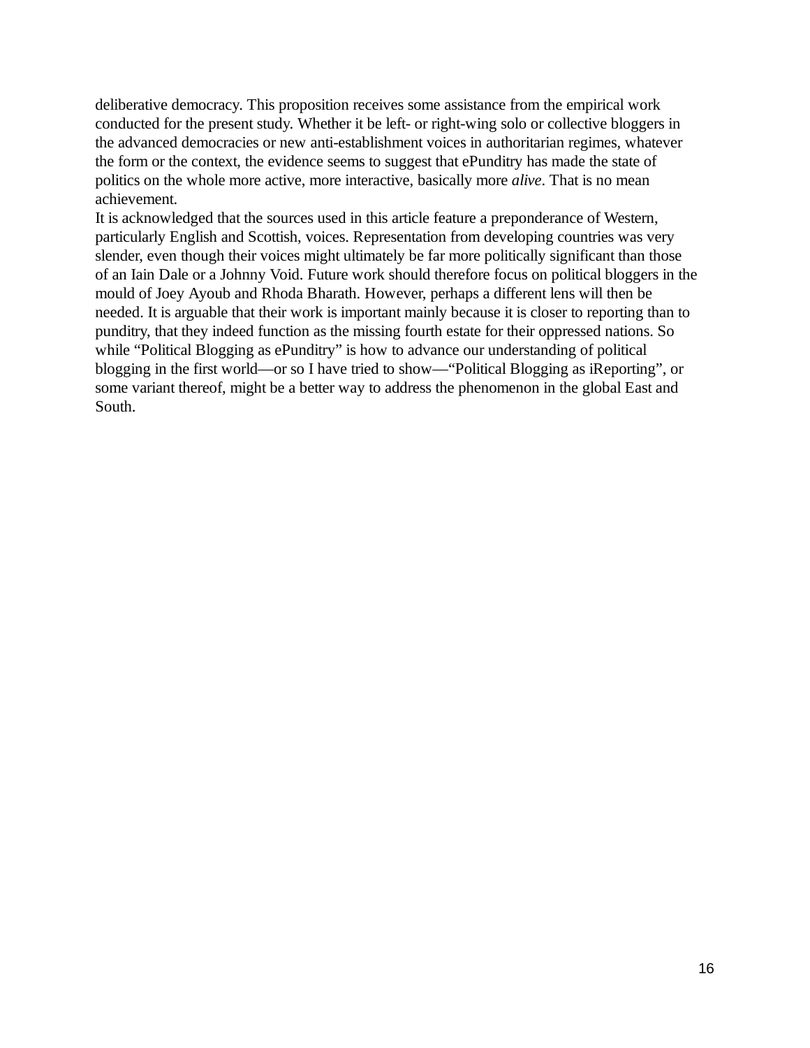deliberative democracy. This proposition receives some assistance from the empirical work conducted for the present study. Whether it be left- or right-wing solo or collective bloggers in the advanced democracies or new anti-establishment voices in authoritarian regimes, whatever the form or the context, the evidence seems to suggest that ePunditry has made the state of politics on the whole more active, more interactive, basically more *alive*. That is no mean achievement.

It is acknowledged that the sources used in this article feature a preponderance of Western, particularly English and Scottish, voices. Representation from developing countries was very slender, even though their voices might ultimately be far more politically significant than those of an Iain Dale or a Johnny Void. Future work should therefore focus on political bloggers in the mould of Joey Ayoub and Rhoda Bharath. However, perhaps a different lens will then be needed. It is arguable that their work is important mainly because it is closer to reporting than to punditry, that they indeed function as the missing fourth estate for their oppressed nations. So while "Political Blogging as ePunditry" is how to advance our understanding of political blogging in the first world—or so I have tried to show—"Political Blogging as iReporting", or some variant thereof, might be a better way to address the phenomenon in the global East and South.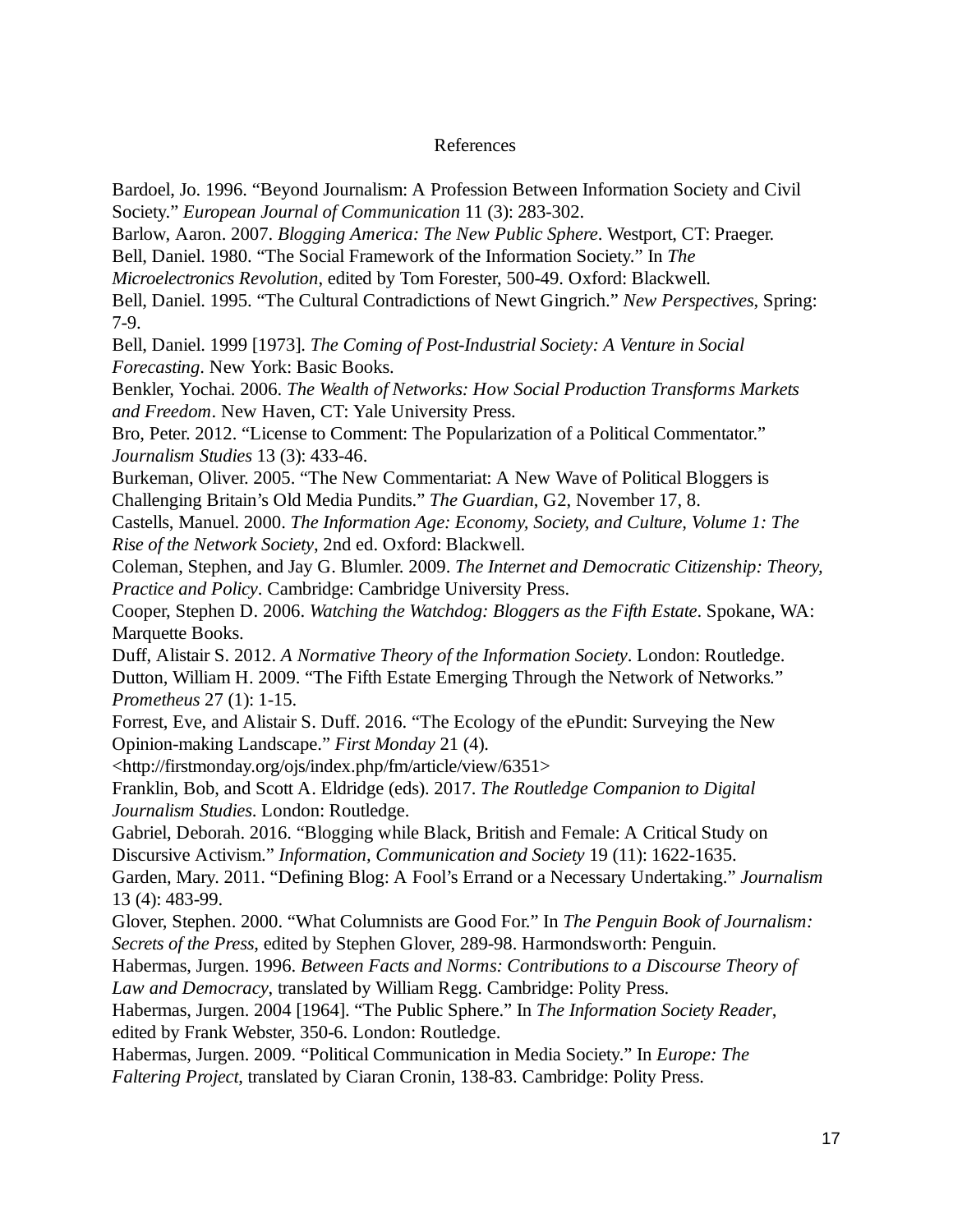# References

Bardoel, Jo. 1996. "Beyond Journalism: A Profession Between Information Society and Civil Society." *European Journal of Communication* 11 (3): 283-302.

Barlow, Aaron. 2007. *Blogging America: The New Public Sphere*. Westport, CT: Praeger.

Bell, Daniel. 1980. "The Social Framework of the Information Society." In *The Microelectronics Revolution*, edited by Tom Forester, 500-49. Oxford: Blackwell.

Bell, Daniel. 1995. "The Cultural Contradictions of Newt Gingrich." *New Perspectives*, Spring: 7-9.

Bell, Daniel. 1999 [1973]. *The Coming of Post-Industrial Society: A Venture in Social Forecasting*. New York: Basic Books.

Benkler, Yochai. 2006. *The Wealth of Networks: How Social Production Transforms Markets and Freedom*. New Haven, CT: Yale University Press.

Bro, Peter. 2012. "License to Comment: The Popularization of a Political Commentator." *Journalism Studies* 13 (3): 433-46.

Burkeman, Oliver. 2005. "The New Commentariat: A New Wave of Political Bloggers is Challenging Britain's Old Media Pundits." *The Guardian*, G2, November 17, 8.

Castells, Manuel. 2000. *The Information Age: Economy, Society, and Culture, Volume 1: The Rise of the Network Society*, 2nd ed. Oxford: Blackwell.

Coleman, Stephen, and Jay G. Blumler. 2009. *The Internet and Democratic Citizenship: Theory, Practice and Policy*. Cambridge: Cambridge University Press.

Cooper, Stephen D. 2006. *Watching the Watchdog: Bloggers as the Fifth Estate*. Spokane, WA: Marquette Books.

Duff, Alistair S. 2012. *A Normative Theory of the Information Society*. London: Routledge.

Dutton, William H. 2009. "The Fifth Estate Emerging Through the Network of Networks." *Prometheus* 27 (1): 1-15.

Forrest, Eve, and Alistair S. Duff. 2016. "The Ecology of the ePundit: Surveying the New Opinion-making Landscape." *First Monday* 21 (4). <http://firstmonday.org/ojs/index.php/fm/article/view/6351>

Franklin, Bob, and Scott A. Eldridge (eds). 2017. *The Routledge Companion to Digital Journalism Studies*. London: Routledge.

Gabriel, Deborah. 2016. "Blogging while Black, British and Female: A Critical Study on Discursive Activism." *Information, Communication and Society* 19 (11): 1622-1635.

Garden, Mary. 2011. "Defining Blog: A Fool's Errand or a Necessary Undertaking." *Journalism* 13 (4): 483-99.

Glover, Stephen. 2000. "What Columnists are Good For." In *The Penguin Book of Journalism: Secrets of the Press*, edited by Stephen Glover, 289-98. Harmondsworth: Penguin.

Habermas, Jurgen. 1996. *Between Facts and Norms: Contributions to a Discourse Theory of Law and Democracy*, translated by William Regg. Cambridge: Polity Press.

Habermas, Jurgen. 2004 [1964]. "The Public Sphere." In *The Information Society Reader*, edited by Frank Webster, 350-6. London: Routledge.

Habermas, Jurgen. 2009. "Political Communication in Media Society." In *Europe: The Faltering Project*, translated by Ciaran Cronin, 138-83. Cambridge: Polity Press.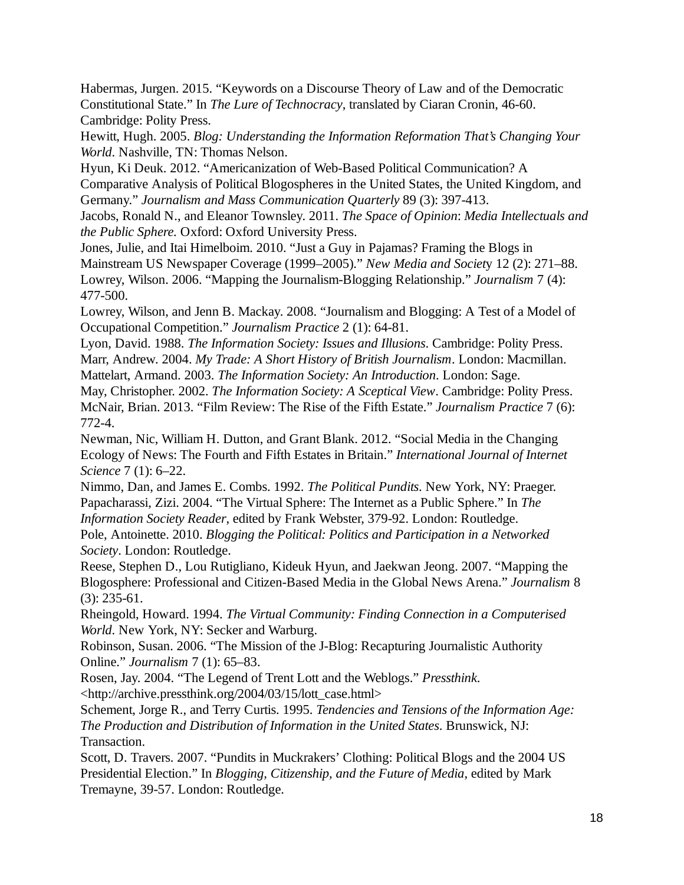Habermas, Jurgen. 2015. "Keywords on a Discourse Theory of Law and of the Democratic Constitutional State." In *The Lure of Technocracy*, translated by Ciaran Cronin, 46-60. Cambridge: Polity Press.

Hewitt, Hugh. 2005. *Blog: Understanding the Information Reformation That's Changing Your World*. Nashville, TN: Thomas Nelson.

Hyun, Ki Deuk. 2012. "Americanization of Web-Based Political Communication? A Comparative Analysis of Political Blogospheres in the United States, the United Kingdom, and Germany." *Journalism and Mass Communication Quarterly* 89 (3): 397-413.

Jacobs, Ronald N., and Eleanor Townsley. 2011. *The Space of Opinion*: *Media Intellectuals and the Public Sphere.* Oxford: Oxford University Press.

Jones, Julie, and Itai Himelboim. 2010. "Just a Guy in Pajamas? Framing the Blogs in Mainstream US Newspaper Coverage (1999–2005)." *New Media and Society* 12 (2): 271–88.

Lowrey, Wilson. 2006. "Mapping the Journalism-Blogging Relationship." *Journalism* 7 (4): 477-500.

Lowrey, Wilson, and Jenn B. Mackay. 2008. "Journalism and Blogging: A Test of a Model of Occupational Competition." *Journalism Practice* 2 (1): 64-81.

Lyon, David. 1988. *The Information Society: Issues and Illusions*. Cambridge: Polity Press.

Marr, Andrew. 2004. *My Trade: A Short History of British Journalism*. London: Macmillan.

Mattelart, Armand. 2003. *The Information Society: An Introduction*. London: Sage.

May, Christopher. 2002. *The Information Society: A Sceptical View*. Cambridge: Polity Press.

McNair, Brian. 2013. "Film Review: The Rise of the Fifth Estate." *Journalism Practice* 7 (6): 772-4.

Newman, Nic, William H. Dutton, and Grant Blank. 2012. "Social Media in the Changing Ecology of News: The Fourth and Fifth Estates in Britain." *International Journal of Internet Science* 7 (1): 6–22.

Nimmo, Dan, and James E. Combs. 1992. *The Political Pundits*. New York, NY: Praeger.

Papacharassi, Zizi. 2004. "The Virtual Sphere: The Internet as a Public Sphere." In *The Information Society Reader*, edited by Frank Webster, 379-92. London: Routledge.

Pole, Antoinette. 2010. *Blogging the Political: Politics and Participation in a Networked Society*. London: Routledge.

Reese, Stephen D., Lou Rutigliano, Kideuk Hyun, and Jaekwan Jeong. 2007. "Mapping the Blogosphere: Professional and Citizen-Based Media in the Global News Arena." *Journalism* 8 (3): 235-61.

Rheingold, Howard. 1994. *The Virtual Community: Finding Connection in a Computerised World*. New York, NY: Secker and Warburg.

Robinson, Susan. 2006. "The Mission of the J-Blog: Recapturing Journalistic Authority Online." *Journalism* 7 (1): 65–83.

Rosen, Jay. 2004. "The Legend of Trent Lott and the Weblogs." *Pressthink*. <http://archive.pressthink.org/2004/03/15/lott_case.html>

Schement, Jorge R., and Terry Curtis. 1995. *Tendencies and Tensions of the Information Age: The Production and Distribution of Information in the United States*. Brunswick, NJ: Transaction.

Scott, D. Travers. 2007. "Pundits in Muckrakers' Clothing: Political Blogs and the 2004 US Presidential Election." In *Blogging, Citizenship, and the Future of Media*, edited by Mark Tremayne, 39-57. London: Routledge.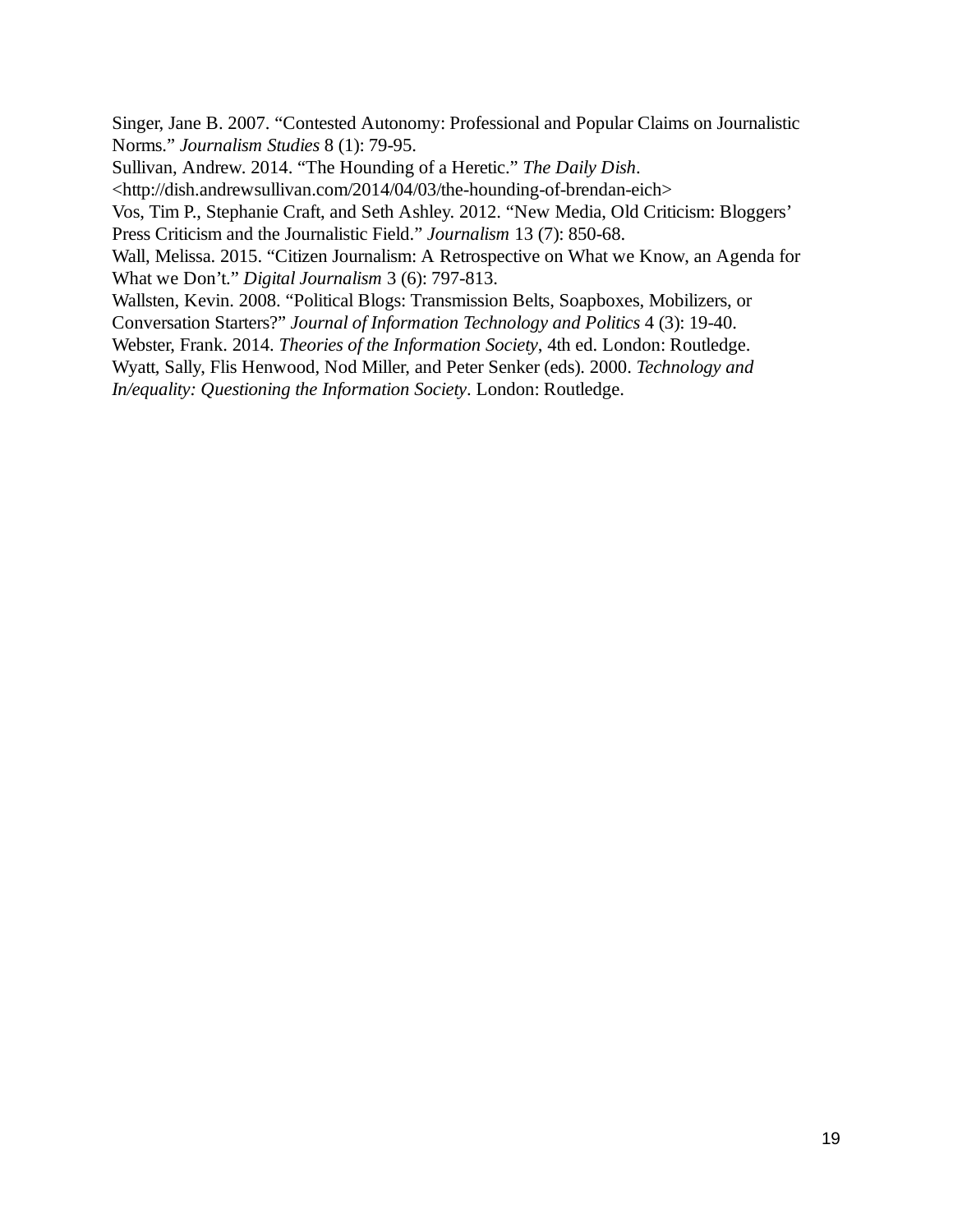Singer, Jane B. 2007. "Contested Autonomy: Professional and Popular Claims on Journalistic Norms." *Journalism Studies* 8 (1): 79-95.

Sullivan, Andrew. 2014. "The Hounding of a Heretic." *The Daily Dish*. <http://dish.andrewsullivan.com/2014/04/03/the-hounding-of-brendan-eich>

Vos, Tim P., Stephanie Craft, and Seth Ashley. 2012. "New Media, Old Criticism: Bloggers' Press Criticism and the Journalistic Field." *Journalism* 13 (7): 850-68.

Wall, Melissa. 2015. "Citizen Journalism: A Retrospective on What we Know, an Agenda for What we Don't." *Digital Journalism* 3 (6): 797-813.

Wallsten, Kevin. 2008. "Political Blogs: Transmission Belts, Soapboxes, Mobilizers, or Conversation Starters?" *Journal of Information Technology and Politics* 4 (3): 19-40.

Webster, Frank. 2014. *Theories of the Information Society*, 4th ed. London: Routledge.

Wyatt, Sally, Flis Henwood, Nod Miller, and Peter Senker (eds). 2000. *Technology and In/equality: Questioning the Information Society*. London: Routledge.